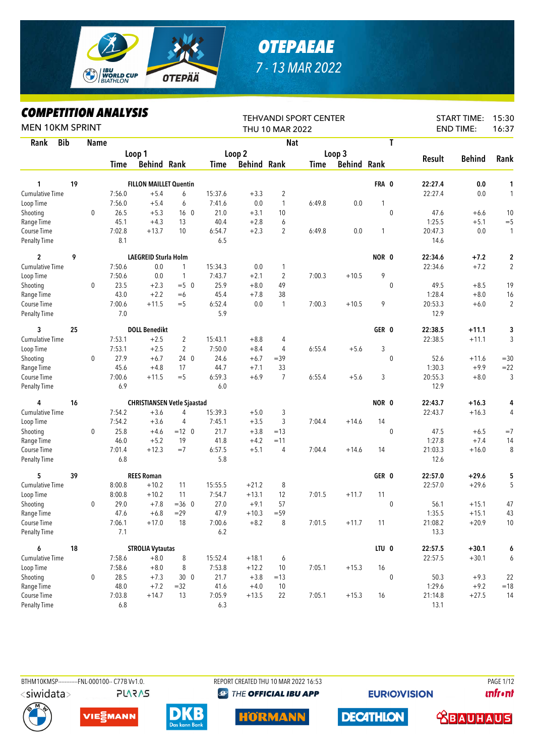# OTEPAEAE

7 - 13 MAR 2022

## COMPETITION ANALYSIS

MEN 10KM SPRINT

TEHVANDI SPORT CENTER
THU 10 MAR 2022

START TIME: 15:30
END TIME: 16:37

| Rank | Bib | Name | | Loop 1 Time | Behind | Rank | Loop 2 Time | Behind | Rank | Loop 3 Time | Behind | Rank | Nat T | Result | Behind | Rank |
|---|---|---|---|---|---|---|---|---|---|---|---|---|---|---|---|---|
| 1 | 19 | FILLON MAILLET Quentin | | | | | | | | | | | FRA 0 | 22:27.4 | 0.0 | 1 |
| Cumulative Time | | | | 7:56.0 | +5.4 | 6 | 15:37.6 | +3.3 | 2 | | | | | 22:27.4 | 0.0 | 1 |
| Loop Time | | | | 7:56.0 | +5.4 | 6 | 7:41.6 | 0.0 | 1 | 6:49.8 | 0.0 | 1 | | | | |
| Shooting | | | 0 | 26.5 | +5.3 | 16 0 | 21.0 | +3.1 | 10 | | | | 0 | 47.6 | +6.6 | 10 |
| Range Time | | | | 45.1 | +4.3 | 13 | 40.4 | +2.8 | 6 | | | | | 1:25.5 | +5.1 | =5 |
| Course Time | | | | 7:02.8 | +13.7 | 10 | 6:54.7 | +2.3 | 2 | 6:49.8 | 0.0 | 1 | | 20:47.3 | 0.0 | 1 |
| Penalty Time | | | | 8.1 | | | 6.5 | | | | | | | 14.6 | | |
| 2 | 9 | LAEGREID Sturla Holm | | | | | | | | | | | NOR 0 | 22:34.6 | +7.2 | 2 |
| Cumulative Time | | | | 7:50.6 | 0.0 | 1 | 15:34.3 | 0.0 | 1 | | | | | 22:34.6 | +7.2 | 2 |
| Loop Time | | | | 7:50.6 | 0.0 | 1 | 7:43.7 | +2.1 | 2 | 7:00.3 | +10.5 | 9 | | | | |
| Shooting | | | 0 | 23.5 | +2.3 | =5 0 | 25.9 | +8.0 | 49 | | | | 0 | 49.5 | +8.5 | 19 |
| Range Time | | | | 43.0 | +2.2 | =6 | 45.4 | +7.8 | 38 | | | | | 1:28.4 | +8.0 | 16 |
| Course Time | | | | 7:00.6 | +11.5 | =5 | 6:52.4 | 0.0 | 1 | 7:00.3 | +10.5 | 9 | | 20:53.3 | +6.0 | 2 |
| Penalty Time | | | | 7.0 | | | 5.9 | | | | | | | 12.9 | | |
| 3 | 25 | DOLL Benedikt | | | | | | | | | | | GER 0 | 22:38.5 | +11.1 | 3 |
| Cumulative Time | | | | 7:53.1 | +2.5 | 2 | 15:43.1 | +8.8 | 4 | | | | | 22:38.5 | +11.1 | 3 |
| Loop Time | | | | 7:53.1 | +2.5 | 2 | 7:50.0 | +8.4 | 4 | 6:55.4 | +5.6 | 3 | | | | |
| Shooting | | | 0 | 27.9 | +6.7 | 24 0 | 24.6 | +6.7 | =39 | | | | 0 | 52.6 | +11.6 | =30 |
| Range Time | | | | 45.6 | +4.8 | 17 | 44.7 | +7.1 | 33 | | | | | 1:30.3 | +9.9 | =22 |
| Course Time | | | | 7:00.6 | +11.5 | =5 | 6:59.3 | +6.9 | 7 | 6:55.4 | +5.6 | 3 | | 20:55.3 | +8.0 | 3 |
| Penalty Time | | | | 6.9 | | | 6.0 | | | | | | | 12.9 | | |
| 4 | 16 | CHRISTIANSEN Vetle Sjaastad | | | | | | | | | | | NOR 0 | 22:43.7 | +16.3 | 4 |
| Cumulative Time | | | | 7:54.2 | +3.6 | 4 | 15:39.3 | +5.0 | 3 | | | | | 22:43.7 | +16.3 | 4 |
| Loop Time | | | | 7:54.2 | +3.6 | 4 | 7:45.1 | +3.5 | 3 | 7:04.4 | +14.6 | 14 | | | | |
| Shooting | | | 0 | 25.8 | +4.6 | =12 0 | 21.7 | +3.8 | =13 | | | | 0 | 47.5 | +6.5 | =7 |
| Range Time | | | | 46.0 | +5.2 | 19 | 41.8 | +4.2 | =11 | | | | | 1:27.8 | +7.4 | 14 |
| Course Time | | | | 7:01.4 | +12.3 | =7 | 6:57.5 | +5.1 | 4 | 7:04.4 | +14.6 | 14 | | 21:03.3 | +16.0 | 8 |
| Penalty Time | | | | 6.8 | | | 5.8 | | | | | | | 12.6 | | |
| 5 | 39 | REES Roman | | | | | | | | | | | GER 0 | 22:57.0 | +29.6 | 5 |
| Cumulative Time | | | | 8:00.8 | +10.2 | 11 | 15:55.5 | +21.2 | 8 | | | | | 22:57.0 | +29.6 | 5 |
| Loop Time | | | | 8:00.8 | +10.2 | 11 | 7:54.7 | +13.1 | 12 | 7:01.5 | +11.7 | 11 | | | | |
| Shooting | | | 0 | 29.0 | +7.8 | =36 0 | 27.0 | +9.1 | 57 | | | | 0 | 56.1 | +15.1 | 47 |
| Range Time | | | | 47.6 | +6.8 | =29 | 47.9 | +10.3 | =59 | | | | | 1:35.5 | +15.1 | 43 |
| Course Time | | | | 7:06.1 | +17.0 | 18 | 7:00.6 | +8.2 | 8 | 7:01.5 | +11.7 | 11 | | 21:08.2 | +20.9 | 10 |
| Penalty Time | | | | 7.1 | | | 6.2 | | | | | | | 13.3 | | |
| 6 | 18 | STROLIA Vytautas | | | | | | | | | | | LTU 0 | 22:57.5 | +30.1 | 6 |
| Cumulative Time | | | | 7:58.6 | +8.0 | 8 | 15:52.4 | +18.1 | 6 | | | | | 22:57.5 | +30.1 | 6 |
| Loop Time | | | | 7:58.6 | +8.0 | 8 | 7:53.8 | +12.2 | 10 | 7:05.1 | +15.3 | 16 | | | | |
| Shooting | | | 0 | 28.5 | +7.3 | 30 0 | 21.7 | +3.8 | =13 | | | | 0 | 50.3 | +9.3 | 22 |
| Range Time | | | | 48.0 | +7.2 | =32 | 41.6 | +4.0 | 10 | | | | | 1:29.6 | +9.2 | =18 |
| Course Time | | | | 7:03.8 | +14.7 | 13 | 7:05.9 | +13.5 | 22 | 7:05.1 | +15.3 | 16 | | 21:14.8 | +27.5 | 14 |
| Penalty Time | | | | 6.8 | | | 6.3 | | | | | | | 13.1 | | |

BTHM10KMSP-----------FNL-000100-- C77B Vv1.0. REPORT CREATED THU 10 MAR 2022 16:53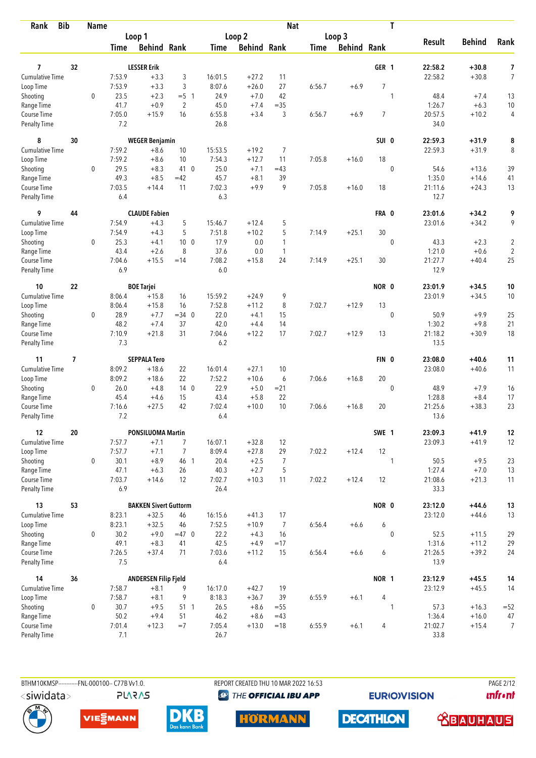| Rank | Bib | Name | | Loop 1 Time | Loop 1 Behind | Loop 1 Rank | Loop 2 Time | Loop 2 Behind | Loop 2 Rank | Loop 3 Time | Loop 3 Behind | Loop 3 Rank | Nat | T | Result | Behind | Rank |
|---|---|---|---|---|---|---|---|---|---|---|---|---|---|---|---|---|---|
| **7** | **32** | **LESSER Erik** | | | | | | | | | | | **GER** | **1** | **22:58.2** | **+30.8** | **7** |
| Cumulative Time | | | | 7:53.9 | +3.3 | 3 | 16:01.5 | +27.2 | 11 | | | | | | 22:58.2 | +30.8 | 7 |
| Loop Time | | | | 7:53.9 | +3.3 | 3 | 8:07.6 | +26.0 | 27 | 6:56.7 | +6.9 | 7 | | | | | |
| Shooting | | | 0 | 23.5 | +2.3 | =5 1 | 24.9 | +7.0 | 42 | | | | | 1 | 48.4 | +7.4 | 13 |
| Range Time | | | | 41.7 | +0.9 | 2 | 45.0 | +7.4 | =35 | | | | | | 1:26.7 | +6.3 | 10 |
| Course Time | | | | 7:05.0 | +15.9 | 16 | 6:55.8 | +3.4 | 3 | 6:56.7 | +6.9 | 7 | | | 20:57.5 | +10.2 | 4 |
| Penalty Time | | | | 7.2 | | | 26.8 | | | | | | | | 34.0 | | |
| **8** | **30** | **WEGER Benjamin** | | | | | | | | | | | **SUI** | **0** | **22:59.3** | **+31.9** | **8** |
| Cumulative Time | | | | 7:59.2 | +8.6 | 10 | 15:53.5 | +19.2 | 7 | | | | | | 22:59.3 | +31.9 | 8 |
| Loop Time | | | | 7:59.2 | +8.6 | 10 | 7:54.3 | +12.7 | 11 | 7:05.8 | +16.0 | 18 | | | | | |
| Shooting | | | 0 | 29.5 | +8.3 | 41 0 | 25.0 | +7.1 | =43 | | | | | 0 | 54.6 | +13.6 | 39 |
| Range Time | | | | 49.3 | +8.5 | =42 | 45.7 | +8.1 | 39 | | | | | | 1:35.0 | +14.6 | 41 |
| Course Time | | | | 7:03.5 | +14.4 | 11 | 7:02.3 | +9.9 | 9 | 7:05.8 | +16.0 | 18 | | | 21:11.6 | +24.3 | 13 |
| Penalty Time | | | | 6.4 | | | 6.3 | | | | | | | | 12.7 | | |
| **9** | **44** | **CLAUDE Fabien** | | | | | | | | | | | **FRA** | **0** | **23:01.6** | **+34.2** | **9** |
| Cumulative Time | | | | 7:54.9 | +4.3 | 5 | 15:46.7 | +12.4 | 5 | | | | | | 23:01.6 | +34.2 | 9 |
| Loop Time | | | | 7:54.9 | +4.3 | 5 | 7:51.8 | +10.2 | 5 | 7:14.9 | +25.1 | 30 | | | | | |
| Shooting | | | 0 | 25.3 | +4.1 | 10 0 | 17.9 | 0.0 | 1 | | | | | 0 | 43.3 | +2.3 | 2 |
| Range Time | | | | 43.4 | +2.6 | 8 | 37.6 | 0.0 | 1 | | | | | | 1:21.0 | +0.6 | 2 |
| Course Time | | | | 7:04.6 | +15.5 | =14 | 7:08.2 | +15.8 | 24 | 7:14.9 | +25.1 | 30 | | | 21:27.7 | +40.4 | 25 |
| Penalty Time | | | | 6.9 | | | 6.0 | | | | | | | | 12.9 | | |
| **10** | **22** | **BOE Tarjei** | | | | | | | | | | | **NOR** | **0** | **23:01.9** | **+34.5** | **10** |
| Cumulative Time | | | | 8:06.4 | +15.8 | 16 | 15:59.2 | +24.9 | 9 | | | | | | 23:01.9 | +34.5 | 10 |
| Loop Time | | | | 8:06.4 | +15.8 | 16 | 7:52.8 | +11.2 | 8 | 7:02.7 | +12.9 | 13 | | | | | |
| Shooting | | | 0 | 28.9 | +7.7 | =34 0 | 22.0 | +4.1 | 15 | | | | | 0 | 50.9 | +9.9 | 25 |
| Range Time | | | | 48.2 | +7.4 | 37 | 42.0 | +4.4 | 14 | | | | | | 1:30.2 | +9.8 | 21 |
| Course Time | | | | 7:10.9 | +21.8 | 31 | 7:04.6 | +12.2 | 17 | 7:02.7 | +12.9 | 13 | | | 21:18.2 | +30.9 | 18 |
| Penalty Time | | | | 7.3 | | | 6.2 | | | | | | | | 13.5 | | |
| **11** | **7** | **SEPPALA Tero** | | | | | | | | | | | **FIN** | **0** | **23:08.0** | **+40.6** | **11** |
| Cumulative Time | | | | 8:09.2 | +18.6 | 22 | 16:01.4 | +27.1 | 10 | | | | | | 23:08.0 | +40.6 | 11 |
| Loop Time | | | | 8:09.2 | +18.6 | 22 | 7:52.2 | +10.6 | 6 | 7:06.6 | +16.8 | 20 | | | | | |
| Shooting | | | 0 | 26.0 | +4.8 | 14 0 | 22.9 | +5.0 | =21 | | | | | 0 | 48.9 | +7.9 | 16 |
| Range Time | | | | 45.4 | +4.6 | 15 | 43.4 | +5.8 | 22 | | | | | | 1:28.8 | +8.4 | 17 |
| Course Time | | | | 7:16.6 | +27.5 | 42 | 7:02.4 | +10.0 | 10 | 7:06.6 | +16.8 | 20 | | | 21:25.6 | +38.3 | 23 |
| Penalty Time | | | | 7.2 | | | 6.4 | | | | | | | | 13.6 | | |
| **12** | **20** | **PONSILUOMA Martin** | | | | | | | | | | | **SWE** | **1** | **23:09.3** | **+41.9** | **12** |
| Cumulative Time | | | | 7:57.7 | +7.1 | 7 | 16:07.1 | +32.8 | 12 | | | | | | 23:09.3 | +41.9 | 12 |
| Loop Time | | | | 7:57.7 | +7.1 | 7 | 8:09.4 | +27.8 | 29 | 7:02.2 | +12.4 | 12 | | | | | |
| Shooting | | | 0 | 30.1 | +8.9 | 46 1 | 20.4 | +2.5 | 7 | | | | | 1 | 50.5 | +9.5 | 23 |
| Range Time | | | | 47.1 | +6.3 | 26 | 40.3 | +2.7 | 5 | | | | | | 1:27.4 | +7.0 | 13 |
| Course Time | | | | 7:03.7 | +14.6 | 12 | 7:02.7 | +10.3 | 11 | 7:02.2 | +12.4 | 12 | | | 21:08.6 | +21.3 | 11 |
| Penalty Time | | | | 6.9 | | | 26.4 | | | | | | | | 33.3 | | |
| **13** | **53** | **BAKKEN Sivert Guttorm** | | | | | | | | | | | **NOR** | **0** | **23:12.0** | **+44.6** | **13** |
| Cumulative Time | | | | 8:23.1 | +32.5 | 46 | 16:15.6 | +41.3 | 17 | | | | | | 23:12.0 | +44.6 | 13 |
| Loop Time | | | | 8:23.1 | +32.5 | 46 | 7:52.5 | +10.9 | 7 | 6:56.4 | +6.6 | 6 | | | | | |
| Shooting | | | 0 | 30.2 | +9.0 | =47 0 | 22.2 | +4.3 | 16 | | | | | 0 | 52.5 | +11.5 | 29 |
| Range Time | | | | 49.1 | +8.3 | 41 | 42.5 | +4.9 | =17 | | | | | | 1:31.6 | +11.2 | 29 |
| Course Time | | | | 7:26.5 | +37.4 | 71 | 7:03.6 | +11.2 | 15 | 6:56.4 | +6.6 | 6 | | | 21:26.5 | +39.2 | 24 |
| Penalty Time | | | | 7.5 | | | 6.4 | | | | | | | | 13.9 | | |
| **14** | **36** | **ANDERSEN Filip Fjeld** | | | | | | | | | | | **NOR** | **1** | **23:12.9** | **+45.5** | **14** |
| Cumulative Time | | | | 7:58.7 | +8.1 | 9 | 16:17.0 | +42.7 | 19 | | | | | | 23:12.9 | +45.5 | 14 |
| Loop Time | | | | 7:58.7 | +8.1 | 9 | 8:18.3 | +36.7 | 39 | 6:55.9 | +6.1 | 4 | | | | | |
| Shooting | | | 0 | 30.7 | +9.5 | 51 1 | 26.5 | +8.6 | =55 | | | | | 1 | 57.3 | +16.3 | =52 |
| Range Time | | | | 50.2 | +9.4 | 51 | 46.2 | +8.6 | =43 | | | | | | 1:36.4 | +16.0 | 47 |
| Course Time | | | | 7:01.4 | +12.3 | =7 | 7:05.4 | +13.0 | =18 | 6:55.9 | +6.1 | 4 | | | 21:02.7 | +15.4 | 7 |
| Penalty Time | | | | 7.1 | | | 26.7 | | | | | | | | 33.8 | | |

BTHM10KMSP-----------FNL-000100-- C77B Vv1.0. REPORT CREATED THU 10 MAR 2022 16:53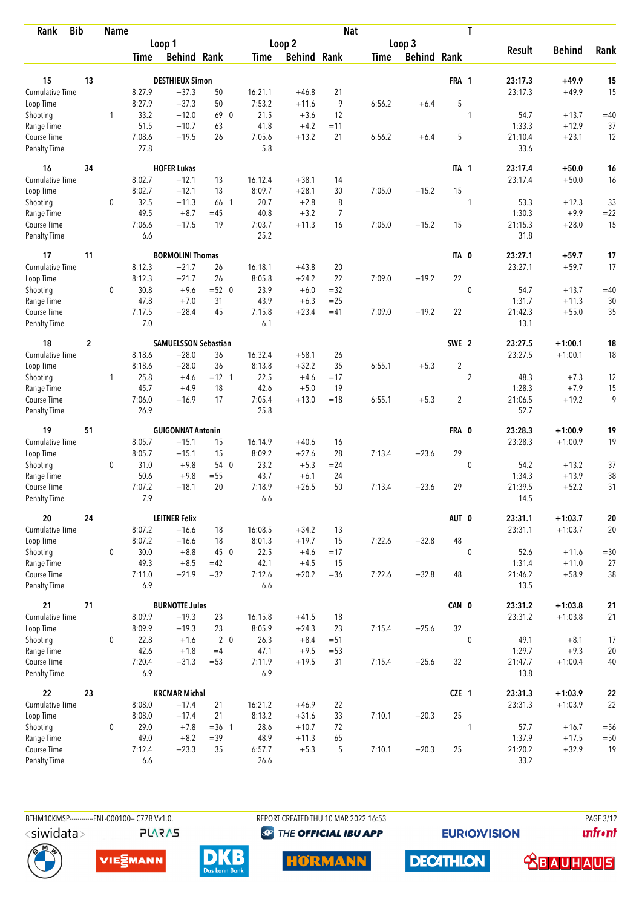| Rank | Bib | Name | | | | | | | Nat | | | T | | | |
|---|---|---|---|---|---|---|---|---|---|---|---|---|---|---|---|
| | | | Loop 1 | | | Loop 2 | | | Loop 3 | | | | Result | Behind | Rank |
| | | | Time | Behind | Rank | Time | Behind | Rank | Time | Behind | Rank | | | | |
| 15 | 13 | DESTHIEUX Simon | | | | | | | | | | FRA 1 | 23:17.3 | +49.9 | 15 |
| Cumulative Time | | | 8:27.9 | +37.3 | 50 | 16:21.1 | +46.8 | 21 | | | | | 23:17.3 | +49.9 | 15 |
| Loop Time | | | 8:27.9 | +37.3 | 50 | 7:53.2 | +11.6 | 9 | 6:56.2 | +6.4 | 5 | | | | |
| Shooting | | 1 | 33.2 | +12.0 | 69 0 | 21.5 | +3.6 | 12 | | | | 1 | 54.7 | +13.7 | =40 |
| Range Time | | | 51.5 | +10.7 | 63 | 41.8 | +4.2 | =11 | | | | | 1:33.3 | +12.9 | 37 |
| Course Time | | | 7:08.6 | +19.5 | 26 | 7:05.6 | +13.2 | 21 | 6:56.2 | +6.4 | 5 | | 21:10.4 | +23.1 | 12 |
| Penalty Time | | | 27.8 | | | 5.8 | | | | | | | 33.6 | | |
| 16 | 34 | HOFER Lukas | | | | | | | | | | ITA 1 | 23:17.4 | +50.0 | 16 |
| Cumulative Time | | | 8:02.7 | +12.1 | 13 | 16:12.4 | +38.1 | 14 | | | | | 23:17.4 | +50.0 | 16 |
| Loop Time | | | 8:02.7 | +12.1 | 13 | 8:09.7 | +28.1 | 30 | 7:05.0 | +15.2 | 15 | | | | |
| Shooting | | 0 | 32.5 | +11.3 | 66 1 | 20.7 | +2.8 | 8 | | | | 1 | 53.3 | +12.3 | 33 |
| Range Time | | | 49.5 | +8.7 | =45 | 40.8 | +3.2 | 7 | | | | | 1:30.3 | +9.9 | =22 |
| Course Time | | | 7:06.6 | +17.5 | 19 | 7:03.7 | +11.3 | 16 | 7:05.0 | +15.2 | 15 | | 21:15.3 | +28.0 | 15 |
| Penalty Time | | | 6.6 | | | 25.2 | | | | | | | 31.8 | | |
| 17 | 11 | BORMOLINI Thomas | | | | | | | | | | ITA 0 | 23:27.1 | +59.7 | 17 |
| Cumulative Time | | | 8:12.3 | +21.7 | 26 | 16:18.1 | +43.8 | 20 | | | | | 23:27.1 | +59.7 | 17 |
| Loop Time | | | 8:12.3 | +21.7 | 26 | 8:05.8 | +24.2 | 22 | 7:09.0 | +19.2 | 22 | | | | |
| Shooting | | 0 | 30.8 | +9.6 | =52 0 | 23.9 | +6.0 | =32 | | | | 0 | 54.7 | +13.7 | =40 |
| Range Time | | | 47.8 | +7.0 | 31 | 43.9 | +6.3 | =25 | | | | | 1:31.7 | +11.3 | 30 |
| Course Time | | | 7:17.5 | +28.4 | 45 | 7:15.8 | +23.4 | =41 | 7:09.0 | +19.2 | 22 | | 21:42.3 | +55.0 | 35 |
| Penalty Time | | | 7.0 | | | 6.1 | | | | | | | 13.1 | | |
| 18 | 2 | SAMUELSSON Sebastian | | | | | | | | | | SWE 2 | 23:27.5 | +1:00.1 | 18 |
| Cumulative Time | | | 8:18.6 | +28.0 | 36 | 16:32.4 | +58.1 | 26 | | | | | 23:27.5 | +1:00.1 | 18 |
| Loop Time | | | 8:18.6 | +28.0 | 36 | 8:13.8 | +32.2 | 35 | 6:55.1 | +5.3 | 2 | | | | |
| Shooting | | 1 | 25.8 | +4.6 | =12 1 | 22.5 | +4.6 | =17 | | | | 2 | 48.3 | +7.3 | 12 |
| Range Time | | | 45.7 | +4.9 | 18 | 42.6 | +5.0 | 19 | | | | | 1:28.3 | +7.9 | 15 |
| Course Time | | | 7:06.0 | +16.9 | 17 | 7:05.4 | +13.0 | =18 | 6:55.1 | +5.3 | 2 | | 21:06.5 | +19.2 | 9 |
| Penalty Time | | | 26.9 | | | 25.8 | | | | | | | 52.7 | | |
| 19 | 51 | GUIGONNAT Antonin | | | | | | | | | | FRA 0 | 23:28.3 | +1:00.9 | 19 |
| Cumulative Time | | | 8:05.7 | +15.1 | 15 | 16:14.9 | +40.6 | 16 | | | | | 23:28.3 | +1:00.9 | 19 |
| Loop Time | | | 8:05.7 | +15.1 | 15 | 8:09.2 | +27.6 | 28 | 7:13.4 | +23.6 | 29 | | | | |
| Shooting | | 0 | 31.0 | +9.8 | 54 0 | 23.2 | +5.3 | =24 | | | | 0 | 54.2 | +13.2 | 37 |
| Range Time | | | 50.6 | +9.8 | =55 | 43.7 | +6.1 | 24 | | | | | 1:34.3 | +13.9 | 38 |
| Course Time | | | 7:07.2 | +18.1 | 20 | 7:18.9 | +26.5 | 50 | 7:13.4 | +23.6 | 29 | | 21:39.5 | +52.2 | 31 |
| Penalty Time | | | 7.9 | | | 6.6 | | | | | | | 14.5 | | |
| 20 | 24 | LEITNER Felix | | | | | | | | | | AUT 0 | 23:31.1 | +1:03.7 | 20 |
| Cumulative Time | | | 8:07.2 | +16.6 | 18 | 16:08.5 | +34.2 | 13 | | | | | 23:31.1 | +1:03.7 | 20 |
| Loop Time | | | 8:07.2 | +16.6 | 18 | 8:01.3 | +19.7 | 15 | 7:22.6 | +32.8 | 48 | | | | |
| Shooting | | 0 | 30.0 | +8.8 | 45 0 | 22.5 | +4.6 | =17 | | | | 0 | 52.6 | +11.6 | =30 |
| Range Time | | | 49.3 | +8.5 | =42 | 42.1 | +4.5 | 15 | | | | | 1:31.4 | +11.0 | 27 |
| Course Time | | | 7:11.0 | +21.9 | =32 | 7:12.6 | +20.2 | =36 | 7:22.6 | +32.8 | 48 | | 21:46.2 | +58.9 | 38 |
| Penalty Time | | | 6.9 | | | 6.6 | | | | | | | 13.5 | | |
| 21 | 71 | BURNOTTE Jules | | | | | | | | | | CAN 0 | 23:31.2 | +1:03.8 | 21 |
| Cumulative Time | | | 8:09.9 | +19.3 | 23 | 16:15.8 | +41.5 | 18 | | | | | 23:31.2 | +1:03.8 | 21 |
| Loop Time | | | 8:09.9 | +19.3 | 23 | 8:05.9 | +24.3 | 23 | 7:15.4 | +25.6 | 32 | | | | |
| Shooting | | 0 | 22.8 | +1.6 | 2 0 | 26.3 | +8.4 | =51 | | | | 0 | 49.1 | +8.1 | 17 |
| Range Time | | | 42.6 | +1.8 | =4 | 47.1 | +9.5 | =53 | | | | | 1:29.7 | +9.3 | 20 |
| Course Time | | | 7:20.4 | +31.3 | =53 | 7:11.9 | +19.5 | 31 | 7:15.4 | +25.6 | 32 | | 21:47.7 | +1:00.4 | 40 |
| Penalty Time | | | 6.9 | | | 6.9 | | | | | | | 13.8 | | |
| 22 | 23 | KRCMAR Michal | | | | | | | | | | CZE 1 | 23:31.3 | +1:03.9 | 22 |
| Cumulative Time | | | 8:08.0 | +17.4 | 21 | 16:21.2 | +46.9 | 22 | | | | | 23:31.3 | +1:03.9 | 22 |
| Loop Time | | | 8:08.0 | +17.4 | 21 | 8:13.2 | +31.6 | 33 | 7:10.1 | +20.3 | 25 | | | | |
| Shooting | | 0 | 29.0 | +7.8 | =36 1 | 28.6 | +10.7 | 72 | | | | 1 | 57.7 | +16.7 | =56 |
| Range Time | | | 49.0 | +8.2 | =39 | 48.9 | +11.3 | 65 | | | | | 1:37.9 | +17.5 | =50 |
| Course Time | | | 7:12.4 | +23.3 | 35 | 6:57.7 | +5.3 | 5 | 7:10.1 | +20.3 | 25 | | 21:20.2 | +32.9 | 19 |
| Penalty Time | | | 6.6 | | | 26.6 | | | | | | | 33.2 | | |

BTHM10KMSP-----------FNL-000100-- C77B Vv1.0. REPORT CREATED THU 10 MAR 2022 16:53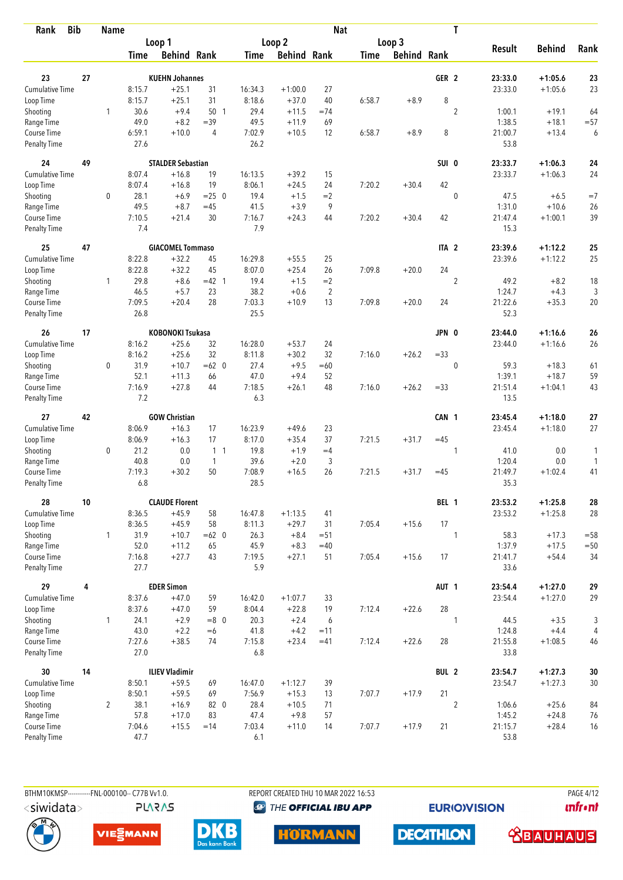| Rank | Bib | Name | | | | | | | Nat | | | | T | | | |
|---|---|---|---|---|---|---|---|---|---|---|---|---|---|---|---|---|
| | | | Loop 1 | | | | Loop 2 | | | Loop 3 | | | | Result | Behind | Rank |
| | | | Time | Behind | Rank | | Time | Behind | Rank | Time | Behind | Rank | | | | |
| **23** | **27** | **KUEHN Johannes** | | | | | | | | | | **GER** | **2** | **23:33.0** | **+1:05.6** | **23** |
| Cumulative Time | | | 8:15.7 | +25.1 | 31 | | 16:34.3 | +1:00.0 | 27 | | | | | 23:33.0 | +1:05.6 | 23 |
| Loop Time | | | 8:15.7 | +25.1 | 31 | | 8:18.6 | +37.0 | 40 | 6:58.7 | +8.9 | 8 | | | | |
| Shooting | | 1 | 30.6 | +9.4 | 50 | 1 | 29.4 | +11.5 | =74 | | | | 2 | 1:00.1 | +19.1 | 64 |
| Range Time | | | 49.0 | +8.2 | =39 | | 49.5 | +11.9 | 69 | | | | | 1:38.5 | +18.1 | =57 |
| Course Time | | | 6:59.1 | +10.0 | 4 | | 7:02.9 | +10.5 | 12 | 6:58.7 | +8.9 | 8 | | 21:00.7 | +13.4 | 6 |
| Penalty Time | | | 27.6 | | | | 26.2 | | | | | | | 53.8 | | |
| **24** | **49** | **STALDER Sebastian** | | | | | | | | | | **SUI** | **0** | **23:33.7** | **+1:06.3** | **24** |
| Cumulative Time | | | 8:07.4 | +16.8 | 19 | | 16:13.5 | +39.2 | 15 | | | | | 23:33.7 | +1:06.3 | 24 |
| Loop Time | | | 8:07.4 | +16.8 | 19 | | 8:06.1 | +24.5 | 24 | 7:20.2 | +30.4 | 42 | | | | |
| Shooting | | 0 | 28.1 | +6.9 | =25 | 0 | 19.4 | +1.5 | =2 | | | | 0 | 47.5 | +6.5 | =7 |
| Range Time | | | 49.5 | +8.7 | =45 | | 41.5 | +3.9 | 9 | | | | | 1:31.0 | +10.6 | 26 |
| Course Time | | | 7:10.5 | +21.4 | 30 | | 7:16.7 | +24.3 | 44 | 7:20.2 | +30.4 | 42 | | 21:47.4 | +1:00.1 | 39 |
| Penalty Time | | | 7.4 | | | | 7.9 | | | | | | | 15.3 | | |
| **25** | **47** | **GIACOMEL Tommaso** | | | | | | | | | | **ITA** | **2** | **23:39.6** | **+1:12.2** | **25** |
| Cumulative Time | | | 8:22.8 | +32.2 | 45 | | 16:29.8 | +55.5 | 25 | | | | | 23:39.6 | +1:12.2 | 25 |
| Loop Time | | | 8:22.8 | +32.2 | 45 | | 8:07.0 | +25.4 | 26 | 7:09.8 | +20.0 | 24 | | | | |
| Shooting | | 1 | 29.8 | +8.6 | =42 | 1 | 19.4 | +1.5 | =2 | | | | 2 | 49.2 | +8.2 | 18 |
| Range Time | | | 46.5 | +5.7 | 23 | | 38.2 | +0.6 | 2 | | | | | 1:24.7 | +4.3 | 3 |
| Course Time | | | 7:09.5 | +20.4 | 28 | | 7:03.3 | +10.9 | 13 | 7:09.8 | +20.0 | 24 | | 21:22.6 | +35.3 | 20 |
| Penalty Time | | | 26.8 | | | | 25.5 | | | | | | | 52.3 | | |
| **26** | **17** | **KOBONOKI Tsukasa** | | | | | | | | | | **JPN** | **0** | **23:44.0** | **+1:16.6** | **26** |
| Cumulative Time | | | 8:16.2 | +25.6 | 32 | | 16:28.0 | +53.7 | 24 | | | | | 23:44.0 | +1:16.6 | 26 |
| Loop Time | | | 8:16.2 | +25.6 | 32 | | 8:11.8 | +30.2 | 32 | 7:16.0 | +26.2 | =33 | | | | |
| Shooting | | 0 | 31.9 | +10.7 | =62 | 0 | 27.4 | +9.5 | =60 | | | | 0 | 59.3 | +18.3 | 61 |
| Range Time | | | 52.1 | +11.3 | 66 | | 47.0 | +9.4 | 52 | | | | | 1:39.1 | +18.7 | 59 |
| Course Time | | | 7:16.9 | +27.8 | 44 | | 7:18.5 | +26.1 | 48 | 7:16.0 | +26.2 | =33 | | 21:51.4 | +1:04.1 | 43 |
| Penalty Time | | | 7.2 | | | | 6.3 | | | | | | | 13.5 | | |
| **27** | **42** | **GOW Christian** | | | | | | | | | | **CAN** | **1** | **23:45.4** | **+1:18.0** | **27** |
| Cumulative Time | | | 8:06.9 | +16.3 | 17 | | 16:23.9 | +49.6 | 23 | | | | | 23:45.4 | +1:18.0 | 27 |
| Loop Time | | | 8:06.9 | +16.3 | 17 | | 8:17.0 | +35.4 | 37 | 7:21.5 | +31.7 | =45 | | | | |
| Shooting | | 0 | 21.2 | 0.0 | 1 | 1 | 19.8 | +1.9 | =4 | | | | 1 | 41.0 | 0.0 | 1 |
| Range Time | | | 40.8 | 0.0 | 1 | | 39.6 | +2.0 | 3 | | | | | 1:20.4 | 0.0 | 1 |
| Course Time | | | 7:19.3 | +30.2 | 50 | | 7:08.9 | +16.5 | 26 | 7:21.5 | +31.7 | =45 | | 21:49.7 | +1:02.4 | 41 |
| Penalty Time | | | 6.8 | | | | 28.5 | | | | | | | 35.3 | | |
| **28** | **10** | **CLAUDE Florent** | | | | | | | | | | **BEL** | **1** | **23:53.2** | **+1:25.8** | **28** |
| Cumulative Time | | | 8:36.5 | +45.9 | 58 | | 16:47.8 | +1:13.5 | 41 | | | | | 23:53.2 | +1:25.8 | 28 |
| Loop Time | | | 8:36.5 | +45.9 | 58 | | 8:11.3 | +29.7 | 31 | 7:05.4 | +15.6 | 17 | | | | |
| Shooting | | 1 | 31.9 | +10.7 | =62 | 0 | 26.3 | +8.4 | =51 | | | | 1 | 58.3 | +17.3 | =58 |
| Range Time | | | 52.0 | +11.2 | 65 | | 45.9 | +8.3 | =40 | | | | | 1:37.9 | +17.5 | =50 |
| Course Time | | | 7:16.8 | +27.7 | 43 | | 7:19.5 | +27.1 | 51 | 7:05.4 | +15.6 | 17 | | 21:41.7 | +54.4 | 34 |
| Penalty Time | | | 27.7 | | | | 5.9 | | | | | | | 33.6 | | |
| **29** | **4** | **EDER Simon** | | | | | | | | | | **AUT** | **1** | **23:54.4** | **+1:27.0** | **29** |
| Cumulative Time | | | 8:37.6 | +47.0 | 59 | | 16:42.0 | +1:07.7 | 33 | | | | | 23:54.4 | +1:27.0 | 29 |
| Loop Time | | | 8:37.6 | +47.0 | 59 | | 8:04.4 | +22.8 | 19 | 7:12.4 | +22.6 | 28 | | | | |
| Shooting | | 1 | 24.1 | +2.9 | =8 | 0 | 20.3 | +2.4 | 6 | | | | 1 | 44.5 | +3.5 | 3 |
| Range Time | | | 43.0 | +2.2 | =6 | | 41.8 | +4.2 | =11 | | | | | 1:24.8 | +4.4 | 4 |
| Course Time | | | 7:27.6 | +38.5 | 74 | | 7:15.8 | +23.4 | =41 | 7:12.4 | +22.6 | 28 | | 21:55.8 | +1:08.5 | 46 |
| Penalty Time | | | 27.0 | | | | 6.8 | | | | | | | 33.8 | | |
| **30** | **14** | **ILIEV Vladimir** | | | | | | | | | | **BUL** | **2** | **23:54.7** | **+1:27.3** | **30** |
| Cumulative Time | | | 8:50.1 | +59.5 | 69 | | 16:47.0 | +1:12.7 | 39 | | | | | 23:54.7 | +1:27.3 | 30 |
| Loop Time | | | 8:50.1 | +59.5 | 69 | | 7:56.9 | +15.3 | 13 | 7:07.7 | +17.9 | 21 | | | | |
| Shooting | | 2 | 38.1 | +16.9 | 82 | 0 | 28.4 | +10.5 | 71 | | | | 2 | 1:06.6 | +25.6 | 84 |
| Range Time | | | 57.8 | +17.0 | 83 | | 47.4 | +9.8 | 57 | | | | | 1:45.2 | +24.8 | 76 |
| Course Time | | | 7:04.6 | +15.5 | =14 | | 7:03.4 | +11.0 | 14 | 7:07.7 | +17.9 | 21 | | 21:15.7 | +28.4 | 16 |
| Penalty Time | | | 47.7 | | | | 6.1 | | | | | | | 53.8 | | |

BTHM10KMSP-----------FNL-000100-- C77B Vv1.0. REPORT CREATED THU 10 MAR 2022 16:53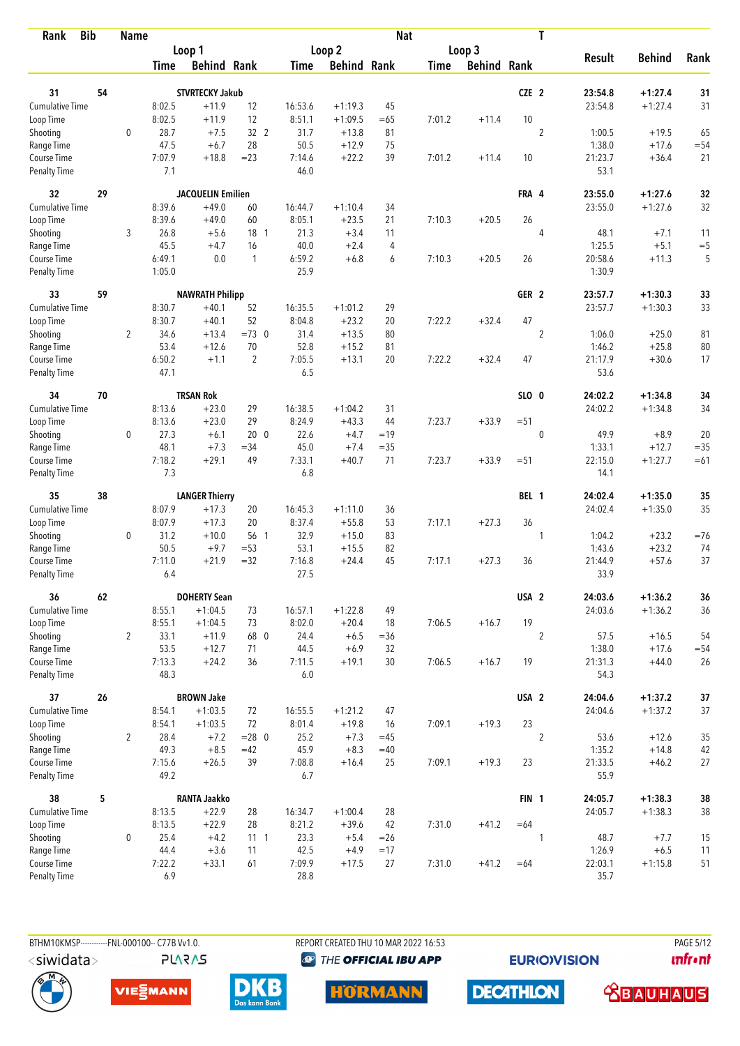| Rank | Bib | Name | Loop 1 Time | Loop 1 Behind | Loop 1 Rank | Loop 2 Time | Loop 2 Behind | Loop 2 Rank | Loop 3 Time | Loop 3 Behind | Loop 3 Rank | Nat | T | Result | Behind | Rank |
|---|---|---|---|---|---|---|---|---|---|---|---|---|---|---|---|---|
| 31 | 54 | STVRTECKY Jakub | | | | | | | | | | CZE | 2 | 23:54.8 | +1:27.4 | 31 |
| Cumulative Time | | | 8:02.5 | +11.9 | 12 | 16:53.6 | +1:19.3 | 45 | | | | | | 23:54.8 | +1:27.4 | 31 |
| Loop Time | | | 8:02.5 | +11.9 | 12 | 8:51.1 | +1:09.5 | =65 | 7:01.2 | +11.4 | 10 | | | | | |
| Shooting | | 0 | 28.7 | +7.5 | 32 2 | 31.7 | +13.8 | 81 | | | | | 2 | 1:00.5 | +19.5 | 65 |
| Range Time | | | 47.5 | +6.7 | 28 | 50.5 | +12.9 | 75 | | | | | | 1:38.0 | +17.6 | =54 |
| Course Time | | | 7:07.9 | +18.8 | =23 | 7:14.6 | +22.2 | 39 | 7:01.2 | +11.4 | 10 | | | 21:23.7 | +36.4 | 21 |
| Penalty Time | | | 7.1 | | | 46.0 | | | | | | | | 53.1 | | |
| 32 | 29 | JACQUELIN Emilien | | | | | | | | | | FRA | 4 | 23:55.0 | +1:27.6 | 32 |
| Cumulative Time | | | 8:39.6 | +49.0 | 60 | 16:44.7 | +1:10.4 | 34 | | | | | | 23:55.0 | +1:27.6 | 32 |
| Loop Time | | | 8:39.6 | +49.0 | 60 | 8:05.1 | +23.5 | 21 | 7:10.3 | +20.5 | 26 | | | | | |
| Shooting | | 3 | 26.8 | +5.6 | 18 1 | 21.3 | +3.4 | 11 | | | | | 4 | 48.1 | +7.1 | 11 |
| Range Time | | | 45.5 | +4.7 | 16 | 40.0 | +2.4 | 4 | | | | | | 1:25.5 | +5.1 | =5 |
| Course Time | | | 6:49.1 | 0.0 | 1 | 6:59.2 | +6.8 | 6 | 7:10.3 | +20.5 | 26 | | | 20:58.6 | +11.3 | 5 |
| Penalty Time | | | 1:05.0 | | | 25.9 | | | | | | | | 1:30.9 | | |
| 33 | 59 | NAWRATH Philipp | | | | | | | | | | GER | 2 | 23:57.7 | +1:30.3 | 33 |
| Cumulative Time | | | 8:30.7 | +40.1 | 52 | 16:35.5 | +1:01.2 | 29 | | | | | | 23:57.7 | +1:30.3 | 33 |
| Loop Time | | | 8:30.7 | +40.1 | 52 | 8:04.8 | +23.2 | 20 | 7:22.2 | +32.4 | 47 | | | | | |
| Shooting | | 2 | 34.6 | +13.4 | =73 0 | 31.4 | +13.5 | 80 | | | | | 2 | 1:06.0 | +25.0 | 81 |
| Range Time | | | 53.4 | +12.6 | 70 | 52.8 | +15.2 | 81 | | | | | | 1:46.2 | +25.8 | 80 |
| Course Time | | | 6:50.2 | +1.1 | 2 | 7:05.5 | +13.1 | 20 | 7:22.2 | +32.4 | 47 | | | 21:17.9 | +30.6 | 17 |
| Penalty Time | | | 47.1 | | | 6.5 | | | | | | | | 53.6 | | |
| 34 | 70 | TRSAN Rok | | | | | | | | | | SLO | 0 | 24:02.2 | +1:34.8 | 34 |
| Cumulative Time | | | 8:13.6 | +23.0 | 29 | 16:38.5 | +1:04.2 | 31 | | | | | | 24:02.2 | +1:34.8 | 34 |
| Loop Time | | | 8:13.6 | +23.0 | 29 | 8:24.9 | +43.3 | 44 | 7:23.7 | +33.9 | =51 | | | | | |
| Shooting | | 0 | 27.3 | +6.1 | 20 0 | 22.6 | +4.7 | =19 | | | | | 0 | 49.9 | +8.9 | 20 |
| Range Time | | | 48.1 | +7.3 | =34 | 45.0 | +7.4 | =35 | | | | | | 1:33.1 | +12.7 | =35 |
| Course Time | | | 7:18.2 | +29.1 | 49 | 7:33.1 | +40.7 | 71 | 7:23.7 | +33.9 | =51 | | | 22:15.0 | +1:27.7 | =61 |
| Penalty Time | | | 7.3 | | | 6.8 | | | | | | | | 14.1 | | |
| 35 | 38 | LANGER Thierry | | | | | | | | | | BEL | 1 | 24:02.4 | +1:35.0 | 35 |
| Cumulative Time | | | 8:07.9 | +17.3 | 20 | 16:45.3 | +1:11.0 | 36 | | | | | | 24:02.4 | +1:35.0 | 35 |
| Loop Time | | | 8:07.9 | +17.3 | 20 | 8:37.4 | +55.8 | 53 | 7:17.1 | +27.3 | 36 | | | | | |
| Shooting | | 0 | 31.2 | +10.0 | 56 1 | 32.9 | +15.0 | 83 | | | | | 1 | 1:04.2 | +23.2 | =76 |
| Range Time | | | 50.5 | +9.7 | =53 | 53.1 | +15.5 | 82 | | | | | | 1:43.6 | +23.2 | 74 |
| Course Time | | | 7:11.0 | +21.9 | =32 | 7:16.8 | +24.4 | 45 | 7:17.1 | +27.3 | 36 | | | 21:44.9 | +57.6 | 37 |
| Penalty Time | | | 6.4 | | | 27.5 | | | | | | | | 33.9 | | |
| 36 | 62 | DOHERTY Sean | | | | | | | | | | USA | 2 | 24:03.6 | +1:36.2 | 36 |
| Cumulative Time | | | 8:55.1 | +1:04.5 | 73 | 16:57.1 | +1:22.8 | 49 | | | | | | 24:03.6 | +1:36.2 | 36 |
| Loop Time | | | 8:55.1 | +1:04.5 | 73 | 8:02.0 | +20.4 | 18 | 7:06.5 | +16.7 | 19 | | | | | |
| Shooting | | 2 | 33.1 | +11.9 | 68 0 | 24.4 | +6.5 | =36 | | | | | 2 | 57.5 | +16.5 | 54 |
| Range Time | | | 53.5 | +12.7 | 71 | 44.5 | +6.9 | 32 | | | | | | 1:38.0 | +17.6 | =54 |
| Course Time | | | 7:13.3 | +24.2 | 36 | 7:11.5 | +19.1 | 30 | 7:06.5 | +16.7 | 19 | | | 21:31.3 | +44.0 | 26 |
| Penalty Time | | | 48.3 | | | 6.0 | | | | | | | | 54.3 | | |
| 37 | 26 | BROWN Jake | | | | | | | | | | USA | 2 | 24:04.6 | +1:37.2 | 37 |
| Cumulative Time | | | 8:54.1 | +1:03.5 | 72 | 16:55.5 | +1:21.2 | 47 | | | | | | 24:04.6 | +1:37.2 | 37 |
| Loop Time | | | 8:54.1 | +1:03.5 | 72 | 8:01.4 | +19.8 | 16 | 7:09.1 | +19.3 | 23 | | | | | |
| Shooting | | 2 | 28.4 | +7.2 | =28 0 | 25.2 | +7.3 | =45 | | | | | 2 | 53.6 | +12.6 | 35 |
| Range Time | | | 49.3 | +8.5 | =42 | 45.9 | +8.3 | =40 | | | | | | 1:35.2 | +14.8 | 42 |
| Course Time | | | 7:15.6 | +26.5 | 39 | 7:08.8 | +16.4 | 25 | 7:09.1 | +19.3 | 23 | | | 21:33.5 | +46.2 | 27 |
| Penalty Time | | | 49.2 | | | 6.7 | | | | | | | | 55.9 | | |
| 38 | 5 | RANTA Jaakko | | | | | | | | | | FIN | 1 | 24:05.7 | +1:38.3 | 38 |
| Cumulative Time | | | 8:13.5 | +22.9 | 28 | 16:34.7 | +1:00.4 | 28 | | | | | | 24:05.7 | +1:38.3 | 38 |
| Loop Time | | | 8:13.5 | +22.9 | 28 | 8:21.2 | +39.6 | 42 | 7:31.0 | +41.2 | =64 | | | | | |
| Shooting | | 0 | 25.4 | +4.2 | 11 1 | 23.3 | +5.4 | =26 | | | | | 1 | 48.7 | +7.7 | 15 |
| Range Time | | | 44.4 | +3.6 | 11 | 42.5 | +4.9 | =17 | | | | | | 1:26.9 | +6.5 | 11 |
| Course Time | | | 7:22.2 | +33.1 | 61 | 7:09.9 | +17.5 | 27 | 7:31.0 | +41.2 | =64 | | | 22:03.1 | +1:15.8 | 51 |
| Penalty Time | | | 6.9 | | | 28.8 | | | | | | | | 35.7 | | |

BTHM10KMSP-----------FNL-000100-- C77B Vv1.0. REPORT CREATED THU 10 MAR 2022 16:53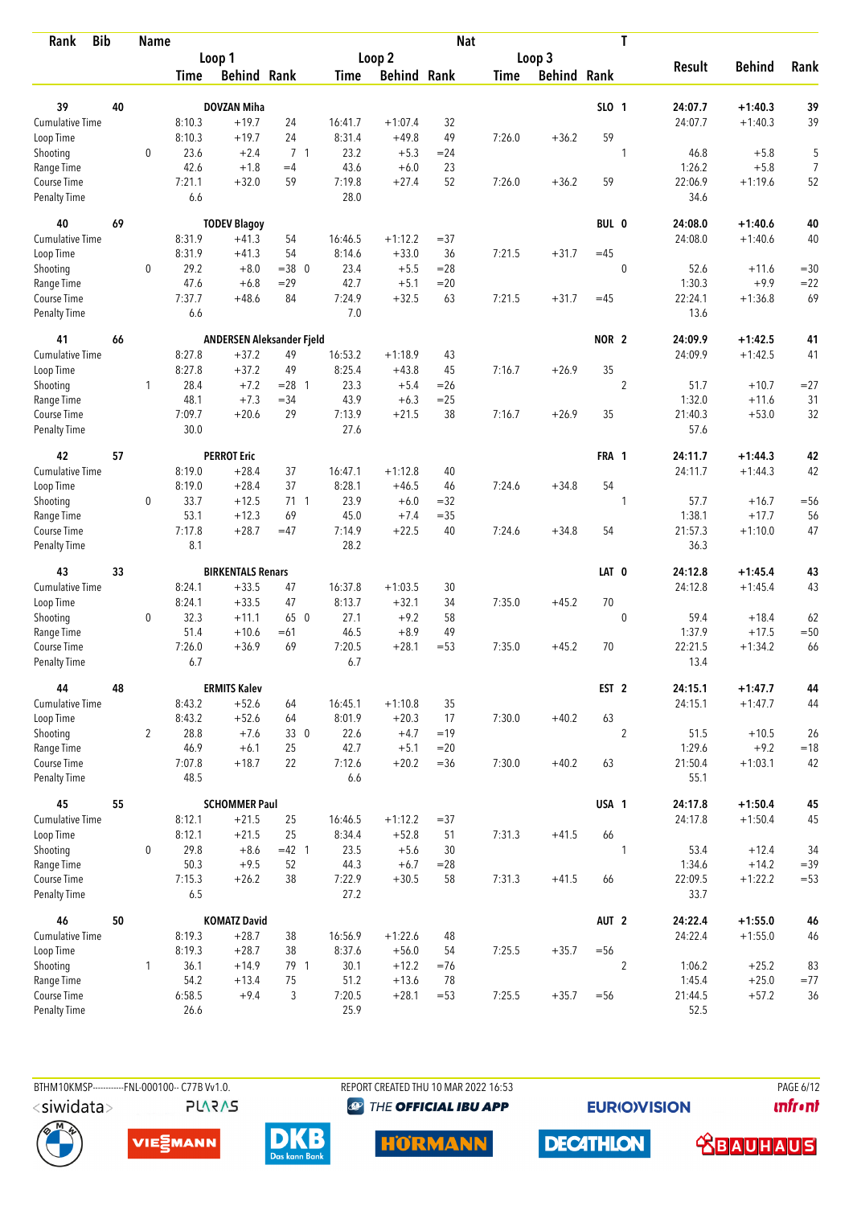| Rank | Bib | Name | | Loop 1 | | | Loop 2 | | | Loop 3 | | Nat | T | Result | Behind | Rank |
|---|---|---|---|---|---|---|---|---|---|---|---|---|---|---|---|---|
| | | | | Time | Behind | Rank | Time | Behind | Rank | Time | Behind | Rank | | | | |
| 39 | 40 | DOVZAN Miha | | | | | | | | | | SLO | 1 | 24:07.7 | +1:40.3 | 39 |
| Cumulative Time | | | | 8:10.3 | +19.7 | 24 | 16:41.7 | +1:07.4 | 32 | | | | | 24:07.7 | +1:40.3 | 39 |
| Loop Time | | | | 8:10.3 | +19.7 | 24 | 8:31.4 | +49.8 | 49 | 7:26.0 | +36.2 | 59 | | | | |
| Shooting | | | 0 | 23.6 | +2.4 | 7 1 | 23.2 | +5.3 | =24 | | | | 1 | 46.8 | +5.8 | 5 |
| Range Time | | | | 42.6 | +1.8 | =4 | 43.6 | +6.0 | 23 | | | | | 1:26.2 | +5.8 | 7 |
| Course Time | | | | 7:21.1 | +32.0 | 59 | 7:19.8 | +27.4 | 52 | 7:26.0 | +36.2 | 59 | | 22:06.9 | +1:19.6 | 52 |
| Penalty Time | | | | 6.6 | | | 28.0 | | | | | | | 34.6 | | |
| 40 | 69 | TODEV Blagoy | | | | | | | | | | BUL | 0 | 24:08.0 | +1:40.6 | 40 |
| Cumulative Time | | | | 8:31.9 | +41.3 | 54 | 16:46.5 | +1:12.2 | =37 | | | | | 24:08.0 | +1:40.6 | 40 |
| Loop Time | | | | 8:31.9 | +41.3 | 54 | 8:14.6 | +33.0 | 36 | 7:21.5 | +31.7 | =45 | | | | |
| Shooting | | | 0 | 29.2 | +8.0 | =38 0 | 23.4 | +5.5 | =28 | | | | 0 | 52.6 | +11.6 | =30 |
| Range Time | | | | 47.6 | +6.8 | =29 | 42.7 | +5.1 | =20 | | | | | 1:30.3 | +9.9 | =22 |
| Course Time | | | | 7:37.7 | +48.6 | 84 | 7:24.9 | +32.5 | 63 | 7:21.5 | +31.7 | =45 | | 22:24.1 | +1:36.8 | 69 |
| Penalty Time | | | | 6.6 | | | 7.0 | | | | | | | 13.6 | | |
| 41 | 66 | ANDERSEN Aleksander Fjeld | | | | | | | | | | NOR | 2 | 24:09.9 | +1:42.5 | 41 |
| Cumulative Time | | | | 8:27.8 | +37.2 | 49 | 16:53.2 | +1:18.9 | 43 | | | | | 24:09.9 | +1:42.5 | 41 |
| Loop Time | | | | 8:27.8 | +37.2 | 49 | 8:25.4 | +43.8 | 45 | 7:16.7 | +26.9 | 35 | | | | |
| Shooting | | | 1 | 28.4 | +7.2 | =28 1 | 23.3 | +5.4 | =26 | | | | 2 | 51.7 | +10.7 | =27 |
| Range Time | | | | 48.1 | +7.3 | =34 | 43.9 | +6.3 | =25 | | | | | 1:32.0 | +11.6 | 31 |
| Course Time | | | | 7:09.7 | +20.6 | 29 | 7:13.9 | +21.5 | 38 | 7:16.7 | +26.9 | 35 | | 21:40.3 | +53.0 | 32 |
| Penalty Time | | | | 30.0 | | | 27.6 | | | | | | | 57.6 | | |
| 42 | 57 | PERROT Eric | | | | | | | | | | FRA | 1 | 24:11.7 | +1:44.3 | 42 |
| Cumulative Time | | | | 8:19.0 | +28.4 | 37 | 16:47.1 | +1:12.8 | 40 | | | | | 24:11.7 | +1:44.3 | 42 |
| Loop Time | | | | 8:19.0 | +28.4 | 37 | 8:28.1 | +46.5 | 46 | 7:24.6 | +34.8 | 54 | | | | |
| Shooting | | | 0 | 33.7 | +12.5 | 71 1 | 23.9 | +6.0 | =32 | | | | 1 | 57.7 | +16.7 | =56 |
| Range Time | | | | 53.1 | +12.3 | 69 | 45.0 | +7.4 | =35 | | | | | 1:38.1 | +17.7 | 56 |
| Course Time | | | | 7:17.8 | +28.7 | =47 | 7:14.9 | +22.5 | 40 | 7:24.6 | +34.8 | 54 | | 21:57.3 | +1:10.0 | 47 |
| Penalty Time | | | | 8.1 | | | 28.2 | | | | | | | 36.3 | | |
| 43 | 33 | BIRKENTALS Renars | | | | | | | | | | LAT | 0 | 24:12.8 | +1:45.4 | 43 |
| Cumulative Time | | | | 8:24.1 | +33.5 | 47 | 16:37.8 | +1:03.5 | 30 | | | | | 24:12.8 | +1:45.4 | 43 |
| Loop Time | | | | 8:24.1 | +33.5 | 47 | 8:13.7 | +32.1 | 34 | 7:35.0 | +45.2 | 70 | | | | |
| Shooting | | | 0 | 32.3 | +11.1 | 65 0 | 27.1 | +9.2 | 58 | | | | 0 | 59.4 | +18.4 | 62 |
| Range Time | | | | 51.4 | +10.6 | =61 | 46.5 | +8.9 | 49 | | | | | 1:37.9 | +17.5 | =50 |
| Course Time | | | | 7:26.0 | +36.9 | 69 | 7:20.5 | +28.1 | =53 | 7:35.0 | +45.2 | 70 | | 22:21.5 | +1:34.2 | 66 |
| Penalty Time | | | | 6.7 | | | 6.7 | | | | | | | 13.4 | | |
| 44 | 48 | ERMITS Kalev | | | | | | | | | | EST | 2 | 24:15.1 | +1:47.7 | 44 |
| Cumulative Time | | | | 8:43.2 | +52.6 | 64 | 16:45.1 | +1:10.8 | 35 | | | | | 24:15.1 | +1:47.7 | 44 |
| Loop Time | | | | 8:43.2 | +52.6 | 64 | 8:01.9 | +20.3 | 17 | 7:30.0 | +40.2 | 63 | | | | |
| Shooting | | | 2 | 28.8 | +7.6 | 33 0 | 22.6 | +4.7 | =19 | | | | 2 | 51.5 | +10.5 | 26 |
| Range Time | | | | 46.9 | +6.1 | 25 | 42.7 | +5.1 | =20 | | | | | 1:29.6 | +9.2 | =18 |
| Course Time | | | | 7:07.8 | +18.7 | 22 | 7:12.6 | +20.2 | =36 | 7:30.0 | +40.2 | 63 | | 21:50.4 | +1:03.1 | 42 |
| Penalty Time | | | | 48.5 | | | 6.6 | | | | | | | 55.1 | | |
| 45 | 55 | SCHOMMER Paul | | | | | | | | | | USA | 1 | 24:17.8 | +1:50.4 | 45 |
| Cumulative Time | | | | 8:12.1 | +21.5 | 25 | 16:46.5 | +1:12.2 | =37 | | | | | 24:17.8 | +1:50.4 | 45 |
| Loop Time | | | | 8:12.1 | +21.5 | 25 | 8:34.4 | +52.8 | 51 | 7:31.3 | +41.5 | 66 | | | | |
| Shooting | | | 0 | 29.8 | +8.6 | =42 1 | 23.5 | +5.6 | 30 | | | | 1 | 53.4 | +12.4 | 34 |
| Range Time | | | | 50.3 | +9.5 | 52 | 44.3 | +6.7 | =28 | | | | | 1:34.6 | +14.2 | =39 |
| Course Time | | | | 7:15.3 | +26.2 | 38 | 7:22.9 | +30.5 | 58 | 7:31.3 | +41.5 | 66 | | 22:09.5 | +1:22.2 | =53 |
| Penalty Time | | | | 6.5 | | | 27.2 | | | | | | | 33.7 | | |
| 46 | 50 | KOMATZ David | | | | | | | | | | AUT | 2 | 24:22.4 | +1:55.0 | 46 |
| Cumulative Time | | | | 8:19.3 | +28.7 | 38 | 16:56.9 | +1:22.6 | 48 | | | | | 24:22.4 | +1:55.0 | 46 |
| Loop Time | | | | 8:19.3 | +28.7 | 38 | 8:37.6 | +56.0 | 54 | 7:25.5 | +35.7 | =56 | | | | |
| Shooting | | | 1 | 36.1 | +14.9 | 79 1 | 30.1 | +12.2 | =76 | | | | 2 | 1:06.2 | +25.2 | 83 |
| Range Time | | | | 54.2 | +13.4 | 75 | 51.2 | +13.6 | 78 | | | | | 1:45.4 | +25.0 | =77 |
| Course Time | | | | 6:58.5 | +9.4 | 3 | 7:20.5 | +28.1 | =53 | 7:25.5 | +35.7 | =56 | | 21:44.5 | +57.2 | 36 |
| Penalty Time | | | | 26.6 | | | 25.9 | | | | | | | 52.5 | | |

BTHM10KMSP-----------FNL-000100-- C77B Vv1.0. REPORT CREATED THU 10 MAR 2022 16:53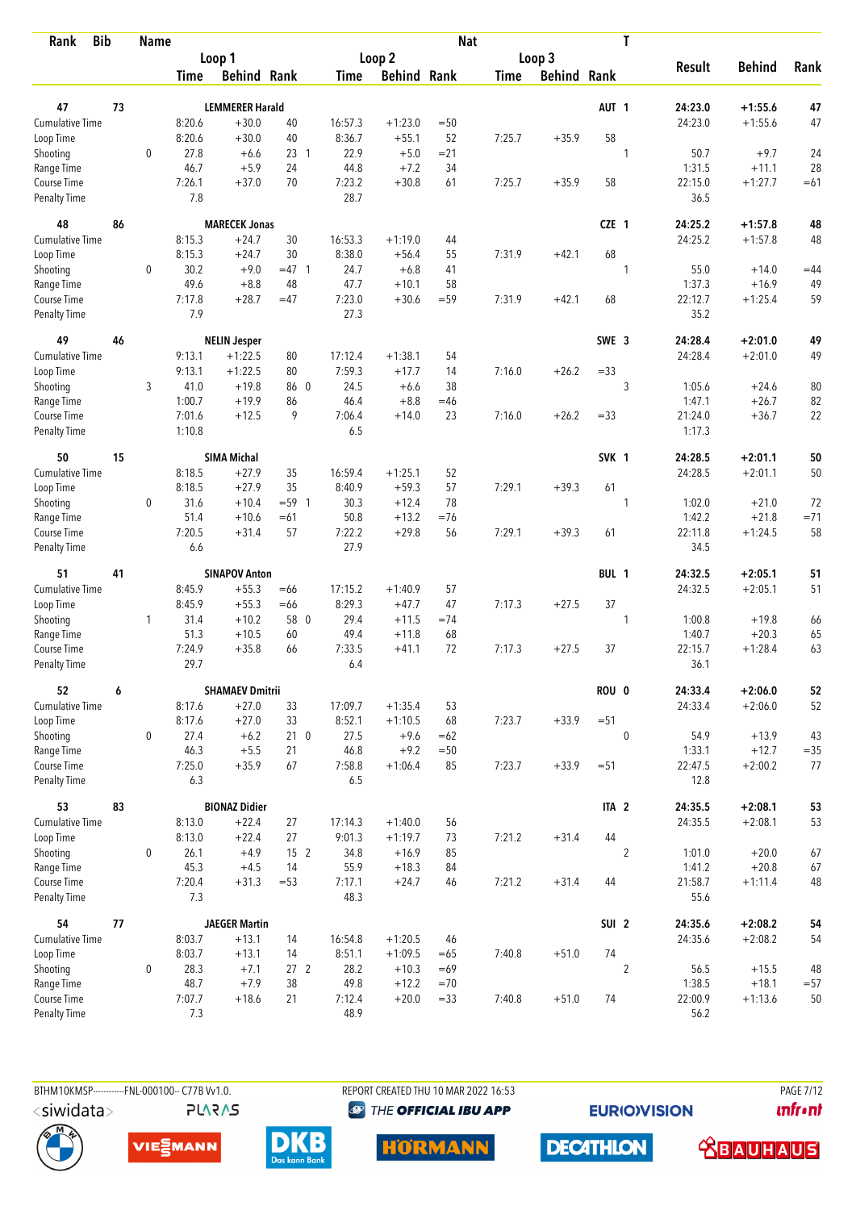| Rank | Bib | Name | | Loop 1 Time | Loop 1 Behind | Loop 1 Rank | Loop 2 Time | Loop 2 Behind | Loop 2 Rank | Loop 3 Time | Loop 3 Behind | Loop 3 Rank | Nat | T | Result | Behind | Rank |
|---|---|---|---|---|---|---|---|---|---|---|---|---|---|---|---|---|---|
| 47 | 73 | LEMMERER Harald | | | | | | | | | | | AUT | 1 | 24:23.0 | +1:55.6 | 47 |
| Cumulative Time | | | | 8:20.6 | +30.0 | 40 | 16:57.3 | +1:23.0 | =50 | | | | | | 24:23.0 | +1:55.6 | 47 |
| Loop Time | | | | 8:20.6 | +30.0 | 40 | 8:36.7 | +55.1 | 52 | 7:25.7 | +35.9 | 58 | | | | | |
| Shooting | | | 0 | 27.8 | +6.6 | 23 1 | 22.9 | +5.0 | =21 | | | | | 1 | 50.7 | +9.7 | 24 |
| Range Time | | | | 46.7 | +5.9 | 24 | 44.8 | +7.2 | 34 | | | | | | 1:31.5 | +11.1 | 28 |
| Course Time | | | | 7:26.1 | +37.0 | 70 | 7:23.2 | +30.8 | 61 | 7:25.7 | +35.9 | 58 | | | 22:15.0 | +1:27.7 | =61 |
| Penalty Time | | | | 7.8 | | | 28.7 | | | | | | | | 36.5 | | |
| 48 | 86 | MARECEK Jonas | | | | | | | | | | | CZE | 1 | 24:25.2 | +1:57.8 | 48 |
| Cumulative Time | | | | 8:15.3 | +24.7 | 30 | 16:53.3 | +1:19.0 | 44 | | | | | | 24:25.2 | +1:57.8 | 48 |
| Loop Time | | | | 8:15.3 | +24.7 | 30 | 8:38.0 | +56.4 | 55 | 7:31.9 | +42.1 | 68 | | | | | |
| Shooting | | | 0 | 30.2 | +9.0 | =47 1 | 24.7 | +6.8 | 41 | | | | | 1 | 55.0 | +14.0 | =44 |
| Range Time | | | | 49.6 | +8.8 | 48 | 47.7 | +10.1 | 58 | | | | | | 1:37.3 | +16.9 | 49 |
| Course Time | | | | 7:17.8 | +28.7 | =47 | 7:23.0 | +30.6 | =59 | 7:31.9 | +42.1 | 68 | | | 22:12.7 | +1:25.4 | 59 |
| Penalty Time | | | | 7.9 | | | 27.3 | | | | | | | | 35.2 | | |
| 49 | 46 | NELIN Jesper | | | | | | | | | | | SWE | 3 | 24:28.4 | +2:01.0 | 49 |
| Cumulative Time | | | | 9:13.1 | +1:22.5 | 80 | 17:12.4 | +1:38.1 | 54 | | | | | | 24:28.4 | +2:01.0 | 49 |
| Loop Time | | | | 9:13.1 | +1:22.5 | 80 | 7:59.3 | +17.7 | 14 | 7:16.0 | +26.2 | =33 | | | | | |
| Shooting | | | 3 | 41.0 | +19.8 | 86 0 | 24.5 | +6.6 | 38 | | | | | 3 | 1:05.6 | +24.6 | 80 |
| Range Time | | | | 1:00.7 | +19.9 | 86 | 46.4 | +8.8 | =46 | | | | | | 1:47.1 | +26.7 | 82 |
| Course Time | | | | 7:01.6 | +12.5 | 9 | 7:06.4 | +14.0 | 23 | 7:16.0 | +26.2 | =33 | | | 21:24.0 | +36.7 | 22 |
| Penalty Time | | | | 1:10.8 | | | 6.5 | | | | | | | | 1:17.3 | | |
| 50 | 15 | SIMA Michal | | | | | | | | | | | SVK | 1 | 24:28.5 | +2:01.1 | 50 |
| Cumulative Time | | | | 8:18.5 | +27.9 | 35 | 16:59.4 | +1:25.1 | 52 | | | | | | 24:28.5 | +2:01.1 | 50 |
| Loop Time | | | | 8:18.5 | +27.9 | 35 | 8:40.9 | +59.3 | 57 | 7:29.1 | +39.3 | 61 | | | | | |
| Shooting | | | 0 | 31.6 | +10.4 | =59 1 | 30.3 | +12.4 | 78 | | | | | 1 | 1:02.0 | +21.0 | 72 |
| Range Time | | | | 51.4 | +10.6 | =61 | 50.8 | +13.2 | =76 | | | | | | 1:42.2 | +21.8 | =71 |
| Course Time | | | | 7:20.5 | +31.4 | 57 | 7:22.2 | +29.8 | 56 | 7:29.1 | +39.3 | 61 | | | 22:11.8 | +1:24.5 | 58 |
| Penalty Time | | | | 6.6 | | | 27.9 | | | | | | | | 34.5 | | |
| 51 | 41 | SINAPOV Anton | | | | | | | | | | | BUL | 1 | 24:32.5 | +2:05.1 | 51 |
| Cumulative Time | | | | 8:45.9 | +55.3 | =66 | 17:15.2 | +1:40.9 | 57 | | | | | | 24:32.5 | +2:05.1 | 51 |
| Loop Time | | | | 8:45.9 | +55.3 | =66 | 8:29.3 | +47.7 | 47 | 7:17.3 | +27.5 | 37 | | | | | |
| Shooting | | | 1 | 31.4 | +10.2 | 58 0 | 29.4 | +11.5 | =74 | | | | | 1 | 1:00.8 | +19.8 | 66 |
| Range Time | | | | 51.3 | +10.5 | 60 | 49.4 | +11.8 | 68 | | | | | | 1:40.7 | +20.3 | 65 |
| Course Time | | | | 7:24.9 | +35.8 | 66 | 7:33.5 | +41.1 | 72 | 7:17.3 | +27.5 | 37 | | | 22:15.7 | +1:28.4 | 63 |
| Penalty Time | | | | 29.7 | | | 6.4 | | | | | | | | 36.1 | | |
| 52 | 6 | SHAMAEV Dmitrii | | | | | | | | | | | ROU | 0 | 24:33.4 | +2:06.0 | 52 |
| Cumulative Time | | | | 8:17.6 | +27.0 | 33 | 17:09.7 | +1:35.4 | 53 | | | | | | 24:33.4 | +2:06.0 | 52 |
| Loop Time | | | | 8:17.6 | +27.0 | 33 | 8:52.1 | +1:10.5 | 68 | 7:23.7 | +33.9 | =51 | | | | | |
| Shooting | | | 0 | 27.4 | +6.2 | 21 0 | 27.5 | +9.6 | =62 | | | | | 0 | 54.9 | +13.9 | 43 |
| Range Time | | | | 46.3 | +5.5 | 21 | 46.8 | +9.2 | =50 | | | | | | 1:33.1 | +12.7 | =35 |
| Course Time | | | | 7:25.0 | +35.9 | 67 | 7:58.8 | +1:06.4 | 85 | 7:23.7 | +33.9 | =51 | | | 22:47.5 | +2:00.2 | 77 |
| Penalty Time | | | | 6.3 | | | 6.5 | | | | | | | | 12.8 | | |
| 53 | 83 | BIONAZ Didier | | | | | | | | | | | ITA | 2 | 24:35.5 | +2:08.1 | 53 |
| Cumulative Time | | | | 8:13.0 | +22.4 | 27 | 17:14.3 | +1:40.0 | 56 | | | | | | 24:35.5 | +2:08.1 | 53 |
| Loop Time | | | | 8:13.0 | +22.4 | 27 | 9:01.3 | +1:19.7 | 73 | 7:21.2 | +31.4 | 44 | | | | | |
| Shooting | | | 0 | 26.1 | +4.9 | 15 2 | 34.8 | +16.9 | 85 | | | | | 2 | 1:01.0 | +20.0 | 67 |
| Range Time | | | | 45.3 | +4.5 | 14 | 55.9 | +18.3 | 84 | | | | | | 1:41.2 | +20.8 | 67 |
| Course Time | | | | 7:20.4 | +31.3 | =53 | 7:17.1 | +24.7 | 46 | 7:21.2 | +31.4 | 44 | | | 21:58.7 | +1:11.4 | 48 |
| Penalty Time | | | | 7.3 | | | 48.3 | | | | | | | | 55.6 | | |
| 54 | 77 | JAEGER Martin | | | | | | | | | | | SUI | 2 | 24:35.6 | +2:08.2 | 54 |
| Cumulative Time | | | | 8:03.7 | +13.1 | 14 | 16:54.8 | +1:20.5 | 46 | | | | | | 24:35.6 | +2:08.2 | 54 |
| Loop Time | | | | 8:03.7 | +13.1 | 14 | 8:51.1 | +1:09.5 | =65 | 7:40.8 | +51.0 | 74 | | | | | |
| Shooting | | | 0 | 28.3 | +7.1 | 27 2 | 28.2 | +10.3 | =69 | | | | | 2 | 56.5 | +15.5 | 48 |
| Range Time | | | | 48.7 | +7.9 | 38 | 49.8 | +12.2 | =70 | | | | | | 1:38.5 | +18.1 | =57 |
| Course Time | | | | 7:07.7 | +18.6 | 21 | 7:12.4 | +20.0 | =33 | 7:40.8 | +51.0 | 74 | | | 22:00.9 | +1:13.6 | 50 |
| Penalty Time | | | | 7.3 | | | 48.9 | | | | | | | | 56.2 | | |

BTHM10KMSP-----------FNL-000100-- C77B Vv1.0. REPORT CREATED THU 10 MAR 2022 16:53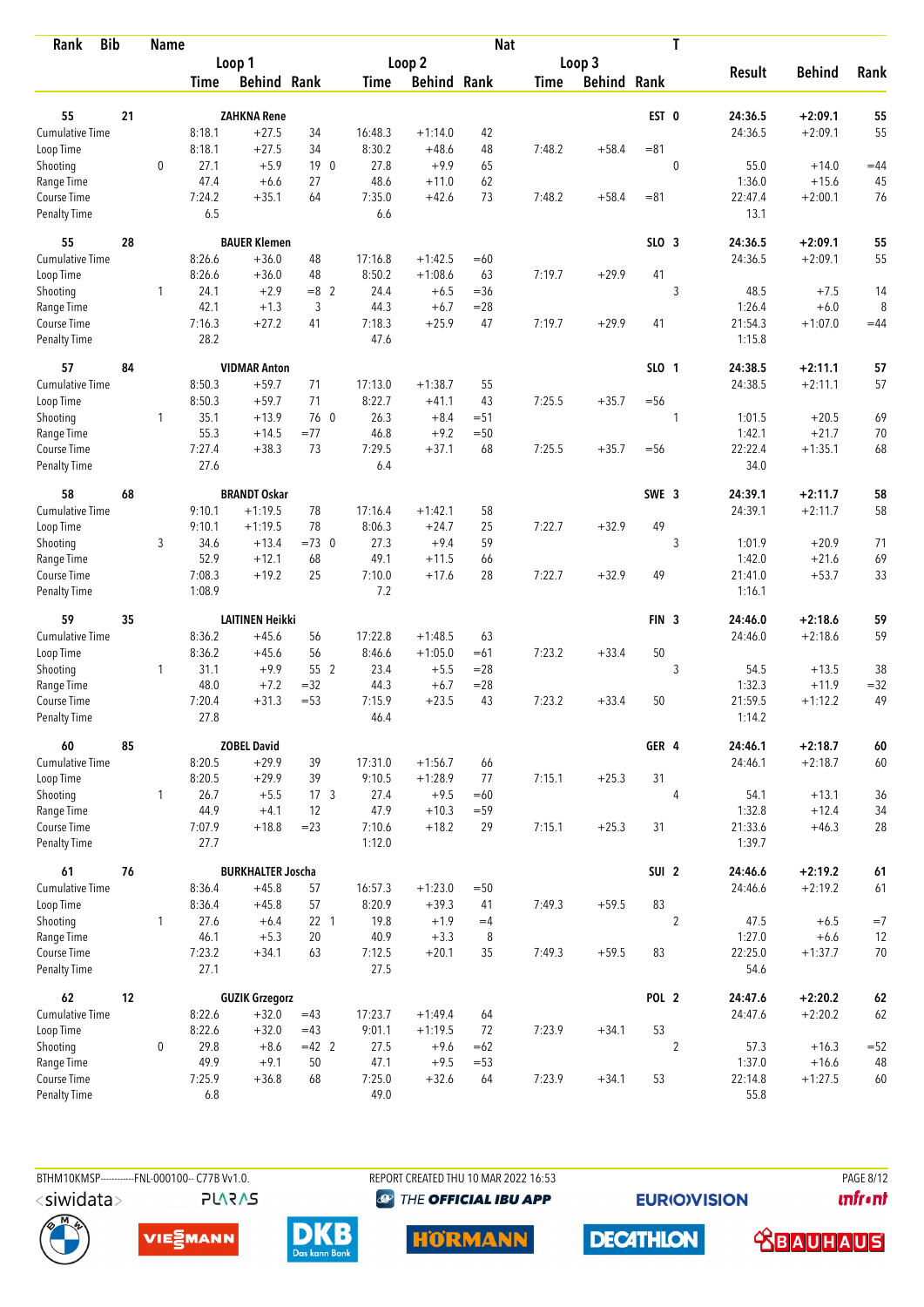| Rank | Bib | Name | | | | | | Nat | | | T | | | |
|---|---|---|---|---|---|---|---|---|---|---|---|---|---|---|
| | | | Loop 1 | | | Loop 2 | | | Loop 3 | | | | | |
| | | | Time | Behind | Rank | Time | Behind | Rank | Time | Behind | Rank | Result | Behind | Rank |
| **55** | **21** | **ZAHKNA Rene** | | | | | | | | | **EST 0** | **24:36.5** | **+2:09.1** | **55** |
| Cumulative Time | | | 8:18.1 | +27.5 | 34 | 16:48.3 | +1:14.0 | 42 | | | | 24:36.5 | +2:09.1 | 55 |
| Loop Time | | | 8:18.1 | +27.5 | 34 | 8:30.2 | +48.6 | 48 | 7:48.2 | +58.4 | =81 | | | |
| Shooting | | 0 | 27.1 | +5.9 | 19 0 | 27.8 | +9.9 | 65 | | | 0 | 55.0 | +14.0 | =44 |
| Range Time | | | 47.4 | +6.6 | 27 | 48.6 | +11.0 | 62 | | | | 1:36.0 | +15.6 | 45 |
| Course Time | | | 7:24.2 | +35.1 | 64 | 7:35.0 | +42.6 | 73 | 7:48.2 | +58.4 | =81 | 22:47.4 | +2:00.1 | 76 |
| Penalty Time | | | 6.5 | | | 6.6 | | | | | | 13.1 | | |
| **55** | **28** | **BAUER Klemen** | | | | | | | | | **SLO 3** | **24:36.5** | **+2:09.1** | **55** |
| Cumulative Time | | | 8:26.6 | +36.0 | 48 | 17:16.8 | +1:42.5 | =60 | | | | 24:36.5 | +2:09.1 | 55 |
| Loop Time | | | 8:26.6 | +36.0 | 48 | 8:50.2 | +1:08.6 | 63 | 7:19.7 | +29.9 | 41 | | | |
| Shooting | | 1 | 24.1 | +2.9 | =8 2 | 24.4 | +6.5 | =36 | | | 3 | 48.5 | +7.5 | 14 |
| Range Time | | | 42.1 | +1.3 | 3 | 44.3 | +6.7 | =28 | | | | 1:26.4 | +6.0 | 8 |
| Course Time | | | 7:16.3 | +27.2 | 41 | 7:18.3 | +25.9 | 47 | 7:19.7 | +29.9 | 41 | 21:54.3 | +1:07.0 | =44 |
| Penalty Time | | | 28.2 | | | 47.6 | | | | | | 1:15.8 | | |
| **57** | **84** | **VIDMAR Anton** | | | | | | | | | **SLO 1** | **24:38.5** | **+2:11.1** | **57** |
| Cumulative Time | | | 8:50.3 | +59.7 | 71 | 17:13.0 | +1:38.7 | 55 | | | | 24:38.5 | +2:11.1 | 57 |
| Loop Time | | | 8:50.3 | +59.7 | 71 | 8:22.7 | +41.1 | 43 | 7:25.5 | +35.7 | =56 | | | |
| Shooting | | 1 | 35.1 | +13.9 | 76 0 | 26.3 | +8.4 | =51 | | | 1 | 1:01.5 | +20.5 | 69 |
| Range Time | | | 55.3 | +14.5 | =77 | 46.8 | +9.2 | =50 | | | | 1:42.1 | +21.7 | 70 |
| Course Time | | | 7:27.4 | +38.3 | 73 | 7:29.5 | +37.1 | 68 | 7:25.5 | +35.7 | =56 | 22:22.4 | +1:35.1 | 68 |
| Penalty Time | | | 27.6 | | | 6.4 | | | | | | 34.0 | | |
| **58** | **68** | **BRANDT Oskar** | | | | | | | | | **SWE 3** | **24:39.1** | **+2:11.7** | **58** |
| Cumulative Time | | | 9:10.1 | +1:19.5 | 78 | 17:16.4 | +1:42.1 | 58 | | | | 24:39.1 | +2:11.7 | 58 |
| Loop Time | | | 9:10.1 | +1:19.5 | 78 | 8:06.3 | +24.7 | 25 | 7:22.7 | +32.9 | 49 | | | |
| Shooting | | 3 | 34.6 | +13.4 | =73 0 | 27.3 | +9.4 | 59 | | | 3 | 1:01.9 | +20.9 | 71 |
| Range Time | | | 52.9 | +12.1 | 68 | 49.1 | +11.5 | 66 | | | | 1:42.0 | +21.6 | 69 |
| Course Time | | | 7:08.3 | +19.2 | 25 | 7:10.0 | +17.6 | 28 | 7:22.7 | +32.9 | 49 | 21:41.0 | +53.7 | 33 |
| Penalty Time | | | 1:08.9 | | | 7.2 | | | | | | 1:16.1 | | |
| **59** | **35** | **LAITINEN Heikki** | | | | | | | | | **FIN 3** | **24:46.0** | **+2:18.6** | **59** |
| Cumulative Time | | | 8:36.2 | +45.6 | 56 | 17:22.8 | +1:48.5 | 63 | | | | 24:46.0 | +2:18.6 | 59 |
| Loop Time | | | 8:36.2 | +45.6 | 56 | 8:46.6 | +1:05.0 | =61 | 7:23.2 | +33.4 | 50 | | | |
| Shooting | | 1 | 31.1 | +9.9 | 55 2 | 23.4 | +5.5 | =28 | | | 3 | 54.5 | +13.5 | 38 |
| Range Time | | | 48.0 | +7.2 | =32 | 44.3 | +6.7 | =28 | | | | 1:32.3 | +11.9 | =32 |
| Course Time | | | 7:20.4 | +31.3 | =53 | 7:15.9 | +23.5 | 43 | 7:23.2 | +33.4 | 50 | 21:59.5 | +1:12.2 | 49 |
| Penalty Time | | | 27.8 | | | 46.4 | | | | | | 1:14.2 | | |
| **60** | **85** | **ZOBEL David** | | | | | | | | | **GER 4** | **24:46.1** | **+2:18.7** | **60** |
| Cumulative Time | | | 8:20.5 | +29.9 | 39 | 17:31.0 | +1:56.7 | 66 | | | | 24:46.1 | +2:18.7 | 60 |
| Loop Time | | | 8:20.5 | +29.9 | 39 | 9:10.5 | +1:28.9 | 77 | 7:15.1 | +25.3 | 31 | | | |
| Shooting | | 1 | 26.7 | +5.5 | 17 3 | 27.4 | +9.5 | =60 | | | 4 | 54.1 | +13.1 | 36 |
| Range Time | | | 44.9 | +4.1 | 12 | 47.9 | +10.3 | =59 | | | | 1:32.8 | +12.4 | 34 |
| Course Time | | | 7:07.9 | +18.8 | =23 | 7:10.6 | +18.2 | 29 | 7:15.1 | +25.3 | 31 | 21:33.6 | +46.3 | 28 |
| Penalty Time | | | 27.7 | | | 1:12.0 | | | | | | 1:39.7 | | |
| **61** | **76** | **BURKHALTER Joscha** | | | | | | | | | **SUI 2** | **24:46.6** | **+2:19.2** | **61** |
| Cumulative Time | | | 8:36.4 | +45.8 | 57 | 16:57.3 | +1:23.0 | =50 | | | | 24:46.6 | +2:19.2 | 61 |
| Loop Time | | | 8:36.4 | +45.8 | 57 | 8:20.9 | +39.3 | 41 | 7:49.3 | +59.5 | 83 | | | |
| Shooting | | 1 | 27.6 | +6.4 | 22 1 | 19.8 | +1.9 | =4 | | | 2 | 47.5 | +6.5 | =7 |
| Range Time | | | 46.1 | +5.3 | 20 | 40.9 | +3.3 | 8 | | | | 1:27.0 | +6.6 | 12 |
| Course Time | | | 7:23.2 | +34.1 | 63 | 7:12.5 | +20.1 | 35 | 7:49.3 | +59.5 | 83 | 22:25.0 | +1:37.7 | 70 |
| Penalty Time | | | 27.1 | | | 27.5 | | | | | | 54.6 | | |
| **62** | **12** | **GUZIK Grzegorz** | | | | | | | | | **POL 2** | **24:47.6** | **+2:20.2** | **62** |
| Cumulative Time | | | 8:22.6 | +32.0 | =43 | 17:23.7 | +1:49.4 | 64 | | | | 24:47.6 | +2:20.2 | 62 |
| Loop Time | | | 8:22.6 | +32.0 | =43 | 9:01.1 | +1:19.5 | 72 | 7:23.9 | +34.1 | 53 | | | |
| Shooting | | 0 | 29.8 | +8.6 | =42 2 | 27.5 | +9.6 | =62 | | | 2 | 57.3 | +16.3 | =52 |
| Range Time | | | 49.9 | +9.1 | 50 | 47.1 | +9.5 | =53 | | | | 1:37.0 | +16.6 | 48 |
| Course Time | | | 7:25.9 | +36.8 | 68 | 7:25.0 | +32.6 | 64 | 7:23.9 | +34.1 | 53 | 22:14.8 | +1:27.5 | 60 |
| Penalty Time | | | 6.8 | | | 49.0 | | | | | | 55.8 | | |

BTHM10KMSP-----------FNL-000100-- C77B Vv1.0. REPORT CREATED THU 10 MAR 2022 16:53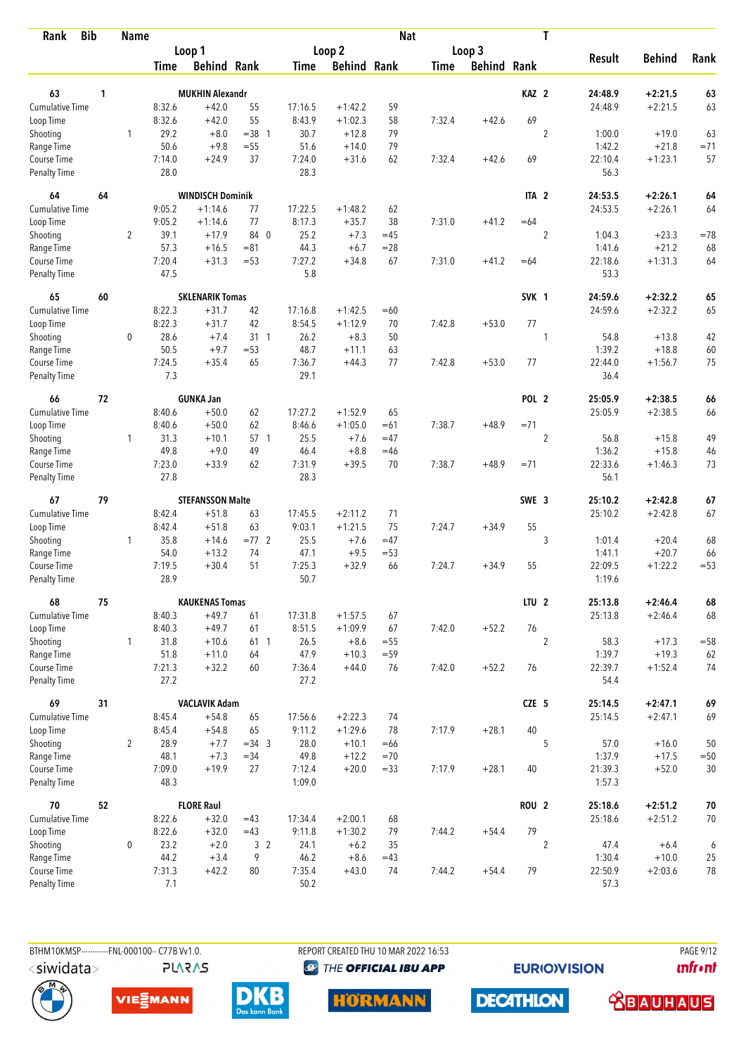| Rank | Bib | Name | | Loop 1 | | | Loop 2 | | | Loop 3 | | | Nat | T | Result | Behind | Rank |
|---|---|---|---|---|---|---|---|---|---|---|---|---|---|---|---|---|---|
| | | | | Time | Behind | Rank | Time | Behind | Rank | Time | Behind | Rank | | | | | |
| 63 | 1 | MUKHIN Alexandr | | | | | | | | | | | KAZ | 2 | 24:48.9 | +2:21.5 | 63 |
| Cumulative Time | | | | 8:32.6 | +42.0 | 55 | 17:16.5 | +1:42.2 | 59 | | | | | | 24:48.9 | +2:21.5 | 63 |
| Loop Time | | | | 8:32.6 | +42.0 | 55 | 8:43.9 | +1:02.3 | 58 | 7:32.4 | +42.6 | 69 | | | | | |
| Shooting | | | 1 | 29.2 | +8.0 | =38 1 | 30.7 | +12.8 | 79 | | | | | 2 | 1:00.0 | +19.0 | 63 |
| Range Time | | | | 50.6 | +9.8 | =55 | 51.6 | +14.0 | 79 | | | | | | 1:42.2 | +21.8 | =71 |
| Course Time | | | | 7:14.0 | +24.9 | 37 | 7:24.0 | +31.6 | 62 | 7:32.4 | +42.6 | 69 | | | 22:10.4 | +1:23.1 | 57 |
| Penalty Time | | | | 28.0 | | | 28.3 | | | | | | | | 56.3 | | |
| 64 | 64 | WINDISCH Dominik | | | | | | | | | | | ITA | 2 | 24:53.5 | +2:26.1 | 64 |
| Cumulative Time | | | | 9:05.2 | +1:14.6 | 77 | 17:22.5 | +1:48.2 | 62 | | | | | | 24:53.5 | +2:26.1 | 64 |
| Loop Time | | | | 9:05.2 | +1:14.6 | 77 | 8:17.3 | +35.7 | 38 | 7:31.0 | +41.2 | =64 | | | | | |
| Shooting | | | 2 | 39.1 | +17.9 | 84 0 | 25.2 | +7.3 | =45 | | | | | 2 | 1:04.3 | +23.3 | =78 |
| Range Time | | | | 57.3 | +16.5 | =81 | 44.3 | +6.7 | =28 | | | | | | 1:41.6 | +21.2 | 68 |
| Course Time | | | | 7:20.4 | +31.3 | =53 | 7:27.2 | +34.8 | 67 | 7:31.0 | +41.2 | =64 | | | 22:18.6 | +1:31.3 | 64 |
| Penalty Time | | | | 47.5 | | | 5.8 | | | | | | | | 53.3 | | |
| 65 | 60 | SKLENARIK Tomas | | | | | | | | | | | SVK | 1 | 24:59.6 | +2:32.2 | 65 |
| Cumulative Time | | | | 8:22.3 | +31.7 | 42 | 17:16.8 | +1:42.5 | =60 | | | | | | 24:59.6 | +2:32.2 | 65 |
| Loop Time | | | | 8:22.3 | +31.7 | 42 | 8:54.5 | +1:12.9 | 70 | 7:42.8 | +53.0 | 77 | | | | | |
| Shooting | | | 0 | 28.6 | +7.4 | 31 1 | 26.2 | +8.3 | 50 | | | | | 1 | 54.8 | +13.8 | 42 |
| Range Time | | | | 50.5 | +9.7 | =53 | 48.7 | +11.1 | 63 | | | | | | 1:39.2 | +18.8 | 60 |
| Course Time | | | | 7:24.5 | +35.4 | 65 | 7:36.7 | +44.3 | 77 | 7:42.8 | +53.0 | 77 | | | 22:44.0 | +1:56.7 | 75 |
| Penalty Time | | | | 7.3 | | | 29.1 | | | | | | | | 36.4 | | |
| 66 | 72 | GUNKA Jan | | | | | | | | | | | POL | 2 | 25:05.9 | +2:38.5 | 66 |
| Cumulative Time | | | | 8:40.6 | +50.0 | 62 | 17:27.2 | +1:52.9 | 65 | | | | | | 25:05.9 | +2:38.5 | 66 |
| Loop Time | | | | 8:40.6 | +50.0 | 62 | 8:46.6 | +1:05.0 | =61 | 7:38.7 | +48.9 | =71 | | | | | |
| Shooting | | | 1 | 31.3 | +10.1 | 57 1 | 25.5 | +7.6 | =47 | | | | | 2 | 56.8 | +15.8 | 49 |
| Range Time | | | | 49.8 | +9.0 | 49 | 46.4 | +8.8 | =46 | | | | | | 1:36.2 | +15.8 | 46 |
| Course Time | | | | 7:23.0 | +33.9 | 62 | 7:31.9 | +39.5 | 70 | 7:38.7 | +48.9 | =71 | | | 22:33.6 | +1:46.3 | 73 |
| Penalty Time | | | | 27.8 | | | 28.3 | | | | | | | | 56.1 | | |
| 67 | 79 | STEFANSSON Malte | | | | | | | | | | | SWE | 3 | 25:10.2 | +2:42.8 | 67 |
| Cumulative Time | | | | 8:42.4 | +51.8 | 63 | 17:45.5 | +2:11.2 | 71 | | | | | | 25:10.2 | +2:42.8 | 67 |
| Loop Time | | | | 8:42.4 | +51.8 | 63 | 9:03.1 | +1:21.5 | 75 | 7:24.7 | +34.9 | 55 | | | | | |
| Shooting | | | 1 | 35.8 | +14.6 | =77 2 | 25.5 | +7.6 | =47 | | | | | 3 | 1:01.4 | +20.4 | 68 |
| Range Time | | | | 54.0 | +13.2 | 74 | 47.1 | +9.5 | =53 | | | | | | 1:41.1 | +20.7 | 66 |
| Course Time | | | | 7:19.5 | +30.4 | 51 | 7:25.3 | +32.9 | 66 | 7:24.7 | +34.9 | 55 | | | 22:09.5 | +1:22.2 | =53 |
| Penalty Time | | | | 28.9 | | | 50.7 | | | | | | | | 1:19.6 | | |
| 68 | 75 | KAUKENAS Tomas | | | | | | | | | | | LTU | 2 | 25:13.8 | +2:46.4 | 68 |
| Cumulative Time | | | | 8:40.3 | +49.7 | 61 | 17:31.8 | +1:57.5 | 67 | | | | | | 25:13.8 | +2:46.4 | 68 |
| Loop Time | | | | 8:40.3 | +49.7 | 61 | 8:51.5 | +1:09.9 | 67 | 7:42.0 | +52.2 | 76 | | | | | |
| Shooting | | | 1 | 31.8 | +10.6 | 61 1 | 26.5 | +8.6 | =55 | | | | | 2 | 58.3 | +17.3 | =58 |
| Range Time | | | | 51.8 | +11.0 | 64 | 47.9 | +10.3 | =59 | | | | | | 1:39.7 | +19.3 | 62 |
| Course Time | | | | 7:21.3 | +32.2 | 60 | 7:36.4 | +44.0 | 76 | 7:42.0 | +52.2 | 76 | | | 22:39.7 | +1:52.4 | 74 |
| Penalty Time | | | | 27.2 | | | 27.2 | | | | | | | | 54.4 | | |
| 69 | 31 | VACLAVIK Adam | | | | | | | | | | | CZE | 5 | 25:14.5 | +2:47.1 | 69 |
| Cumulative Time | | | | 8:45.4 | +54.8 | 65 | 17:56.6 | +2:22.3 | 74 | | | | | | 25:14.5 | +2:47.1 | 69 |
| Loop Time | | | | 8:45.4 | +54.8 | 65 | 9:11.2 | +1:29.6 | 78 | 7:17.9 | +28.1 | 40 | | | | | |
| Shooting | | | 2 | 28.9 | +7.7 | =34 3 | 28.0 | +10.1 | =66 | | | | | 5 | 57.0 | +16.0 | 50 |
| Range Time | | | | 48.1 | +7.3 | =34 | 49.8 | +12.2 | =70 | | | | | | 1:37.9 | +17.5 | =50 |
| Course Time | | | | 7:09.0 | +19.9 | 27 | 7:12.4 | +20.0 | =33 | 7:17.9 | +28.1 | 40 | | | 21:39.3 | +52.0 | 30 |
| Penalty Time | | | | 48.3 | | | 1:09.0 | | | | | | | | 1:57.3 | | |
| 70 | 52 | FLORE Raul | | | | | | | | | | | ROU | 2 | 25:18.6 | +2:51.2 | 70 |
| Cumulative Time | | | | 8:22.6 | +32.0 | =43 | 17:34.4 | +2:00.1 | 68 | | | | | | 25:18.6 | +2:51.2 | 70 |
| Loop Time | | | | 8:22.6 | +32.0 | =43 | 9:11.8 | +1:30.2 | 79 | 7:44.2 | +54.4 | 79 | | | | | |
| Shooting | | | 0 | 23.2 | +2.0 | 3 2 | 24.1 | +6.2 | 35 | | | | | 2 | 47.4 | +6.4 | 6 |
| Range Time | | | | 44.2 | +3.4 | 9 | 46.2 | +8.6 | =43 | | | | | | 1:30.4 | +10.0 | 25 |
| Course Time | | | | 7:31.3 | +42.2 | 80 | 7:35.4 | +43.0 | 74 | 7:44.2 | +54.4 | 79 | | | 22:50.9 | +2:03.6 | 78 |
| Penalty Time | | | | 7.1 | | | 50.2 | | | | | | | | 57.3 | | |

BTHM10KMSP-----------FNL-000100-- C77B Vv1.0. REPORT CREATED THU 10 MAR 2022 16:53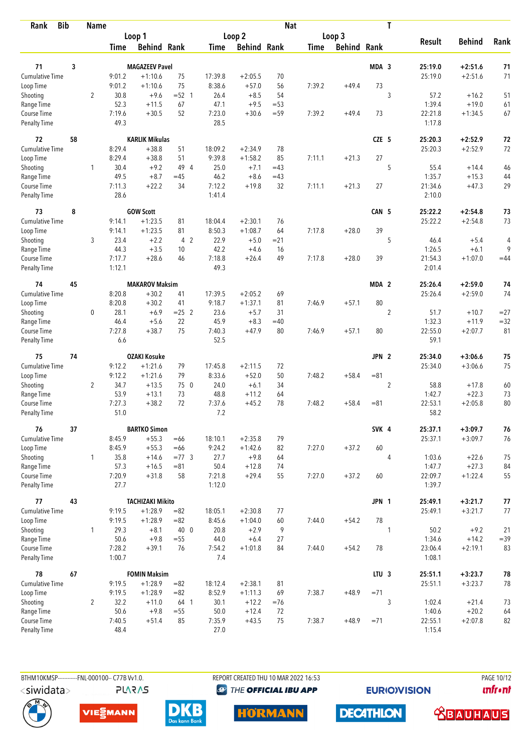| Rank | Bib | Name | | | | | | | Nat | | | | T | | | |
|---|---|---|---|---|---|---|---|---|---|---|---|---|---|---|---|---|
| | | | Loop 1 | | | Loop 2 | | | Loop 3 | | | | | Result | Behind | Rank |
| | | | Time | Behind | Rank | Time | Behind | Rank | Time | Behind | Rank | | | | | |
| 71 | 3 | MAGAZEEV Pavel | | | | | | | | | | MDA | 3 | 25:19.0 | +2:51.6 | 71 |
| Cumulative Time | | | 9:01.2 | +1:10.6 | 75 | 17:39.8 | +2:05.5 | 70 | | | | | | 25:19.0 | +2:51.6 | 71 |
| Loop Time | | | 9:01.2 | +1:10.6 | 75 | 8:38.6 | +57.0 | 56 | 7:39.2 | +49.4 | 73 | | | | | |
| Shooting | | 2 | 30.8 | +9.6 | =52 1 | 26.4 | +8.5 | 54 | | | | | 3 | 57.2 | +16.2 | 51 |
| Range Time | | | 52.3 | +11.5 | 67 | 47.1 | +9.5 | =53 | | | | | | 1:39.4 | +19.0 | 61 |
| Course Time | | | 7:19.6 | +30.5 | 52 | 7:23.0 | +30.6 | =59 | 7:39.2 | +49.4 | 73 | | | 22:21.8 | +1:34.5 | 67 |
| Penalty Time | | | 49.3 | | | 28.5 | | | | | | | | 1:17.8 | | |
| 72 | 58 | KARLIK Mikulas | | | | | | | | | | CZE | 5 | 25:20.3 | +2:52.9 | 72 |
| Cumulative Time | | | 8:29.4 | +38.8 | 51 | 18:09.2 | +2:34.9 | 78 | | | | | | 25:20.3 | +2:52.9 | 72 |
| Loop Time | | | 8:29.4 | +38.8 | 51 | 9:39.8 | +1:58.2 | 85 | 7:11.1 | +21.3 | 27 | | | | | |
| Shooting | | 1 | 30.4 | +9.2 | 49 4 | 25.0 | +7.1 | =43 | | | | | 5 | 55.4 | +14.4 | 46 |
| Range Time | | | 49.5 | +8.7 | =45 | 46.2 | +8.6 | =43 | | | | | | 1:35.7 | +15.3 | 44 |
| Course Time | | | 7:11.3 | +22.2 | 34 | 7:12.2 | +19.8 | 32 | 7:11.1 | +21.3 | 27 | | | 21:34.6 | +47.3 | 29 |
| Penalty Time | | | 28.6 | | | 1:41.4 | | | | | | | | 2:10.0 | | |
| 73 | 8 | GOW Scott | | | | | | | | | | CAN | 5 | 25:22.2 | +2:54.8 | 73 |
| Cumulative Time | | | 9:14.1 | +1:23.5 | 81 | 18:04.4 | +2:30.1 | 76 | | | | | | 25:22.2 | +2:54.8 | 73 |
| Loop Time | | | 9:14.1 | +1:23.5 | 81 | 8:50.3 | +1:08.7 | 64 | 7:17.8 | +28.0 | 39 | | | | | |
| Shooting | | 3 | 23.4 | +2.2 | 4 2 | 22.9 | +5.0 | =21 | | | | | 5 | 46.4 | +5.4 | 4 |
| Range Time | | | 44.3 | +3.5 | 10 | 42.2 | +4.6 | 16 | | | | | | 1:26.5 | +6.1 | 9 |
| Course Time | | | 7:17.7 | +28.6 | 46 | 7:18.8 | +26.4 | 49 | 7:17.8 | +28.0 | 39 | | | 21:54.3 | +1:07.0 | =44 |
| Penalty Time | | | 1:12.1 | | | 49.3 | | | | | | | | 2:01.4 | | |
| 74 | 45 | MAKAROV Maksim | | | | | | | | | | MDA | 2 | 25:26.4 | +2:59.0 | 74 |
| Cumulative Time | | | 8:20.8 | +30.2 | 41 | 17:39.5 | +2:05.2 | 69 | | | | | | 25:26.4 | +2:59.0 | 74 |
| Loop Time | | | 8:20.8 | +30.2 | 41 | 9:18.7 | +1:37.1 | 81 | 7:46.9 | +57.1 | 80 | | | | | |
| Shooting | | 0 | 28.1 | +6.9 | =25 2 | 23.6 | +5.7 | 31 | | | | | 2 | 51.7 | +10.7 | =27 |
| Range Time | | | 46.4 | +5.6 | 22 | 45.9 | +8.3 | =40 | | | | | | 1:32.3 | +11.9 | =32 |
| Course Time | | | 7:27.8 | +38.7 | 75 | 7:40.3 | +47.9 | 80 | 7:46.9 | +57.1 | 80 | | | 22:55.0 | +2:07.7 | 81 |
| Penalty Time | | | 6.6 | | | 52.5 | | | | | | | | 59.1 | | |
| 75 | 74 | OZAKI Kosuke | | | | | | | | | | JPN | 2 | 25:34.0 | +3:06.6 | 75 |
| Cumulative Time | | | 9:12.2 | +1:21.6 | 79 | 17:45.8 | +2:11.5 | 72 | | | | | | 25:34.0 | +3:06.6 | 75 |
| Loop Time | | | 9:12.2 | +1:21.6 | 79 | 8:33.6 | +52.0 | 50 | 7:48.2 | +58.4 | =81 | | | | | |
| Shooting | | 2 | 34.7 | +13.5 | 75 0 | 24.0 | +6.1 | 34 | | | | | 2 | 58.8 | +17.8 | 60 |
| Range Time | | | 53.9 | +13.1 | 73 | 48.8 | +11.2 | 64 | | | | | | 1:42.7 | +22.3 | 73 |
| Course Time | | | 7:27.3 | +38.2 | 72 | 7:37.6 | +45.2 | 78 | 7:48.2 | +58.4 | =81 | | | 22:53.1 | +2:05.8 | 80 |
| Penalty Time | | | 51.0 | | | 7.2 | | | | | | | | 58.2 | | |
| 76 | 37 | BARTKO Simon | | | | | | | | | | SVK | 4 | 25:37.1 | +3:09.7 | 76 |
| Cumulative Time | | | 8:45.9 | +55.3 | =66 | 18:10.1 | +2:35.8 | 79 | | | | | | 25:37.1 | +3:09.7 | 76 |
| Loop Time | | | 8:45.9 | +55.3 | =66 | 9:24.2 | +1:42.6 | 82 | 7:27.0 | +37.2 | 60 | | | | | |
| Shooting | | 1 | 35.8 | +14.6 | =77 3 | 27.7 | +9.8 | 64 | | | | | 4 | 1:03.6 | +22.6 | 75 |
| Range Time | | | 57.3 | +16.5 | =81 | 50.4 | +12.8 | 74 | | | | | | 1:47.7 | +27.3 | 84 |
| Course Time | | | 7:20.9 | +31.8 | 58 | 7:21.8 | +29.4 | 55 | 7:27.0 | +37.2 | 60 | | | 22:09.7 | +1:22.4 | 55 |
| Penalty Time | | | 27.7 | | | 1:12.0 | | | | | | | | 1:39.7 | | |
| 77 | 43 | TACHIZAKI Mikito | | | | | | | | | | JPN | 1 | 25:49.1 | +3:21.7 | 77 |
| Cumulative Time | | | 9:19.5 | +1:28.9 | =82 | 18:05.1 | +2:30.8 | 77 | | | | | | 25:49.1 | +3:21.7 | 77 |
| Loop Time | | | 9:19.5 | +1:28.9 | =82 | 8:45.6 | +1:04.0 | 60 | 7:44.0 | +54.2 | 78 | | | | | |
| Shooting | | 1 | 29.3 | +8.1 | 40 0 | 20.8 | +2.9 | 9 | | | | | 1 | 50.2 | +9.2 | 21 |
| Range Time | | | 50.6 | +9.8 | =55 | 44.0 | +6.4 | 27 | | | | | | 1:34.6 | +14.2 | =39 |
| Course Time | | | 7:28.2 | +39.1 | 76 | 7:54.2 | +1:01.8 | 84 | 7:44.0 | +54.2 | 78 | | | 23:06.4 | +2:19.1 | 83 |
| Penalty Time | | | 1:00.7 | | | 7.4 | | | | | | | | 1:08.1 | | |
| 78 | 67 | FOMIN Maksim | | | | | | | | | | LTU | 3 | 25:51.1 | +3:23.7 | 78 |
| Cumulative Time | | | 9:19.5 | +1:28.9 | =82 | 18:12.4 | +2:38.1 | 81 | | | | | | 25:51.1 | +3:23.7 | 78 |
| Loop Time | | | 9:19.5 | +1:28.9 | =82 | 8:52.9 | +1:11.3 | 69 | 7:38.7 | +48.9 | =71 | | | | | |
| Shooting | | 2 | 32.2 | +11.0 | 64 1 | 30.1 | +12.2 | =76 | | | | | 3 | 1:02.4 | +21.4 | 73 |
| Range Time | | | 50.6 | +9.8 | =55 | 50.0 | +12.4 | 72 | | | | | | 1:40.6 | +20.2 | 64 |
| Course Time | | | 7:40.5 | +51.4 | 85 | 7:35.9 | +43.5 | 75 | 7:38.7 | +48.9 | =71 | | | 22:55.1 | +2:07.8 | 82 |
| Penalty Time | | | 48.4 | | | 27.0 | | | | | | | | 1:15.4 | | |

BTHM10KMSP-----------FNL-000100-- C77B Vv1.0. REPORT CREATED THU 10 MAR 2022 16:53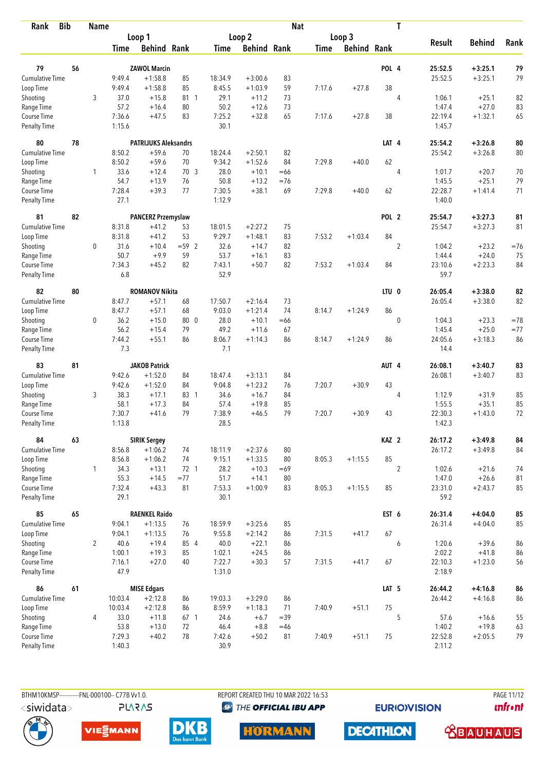| Rank | Bib | Name | | | | | | | Nat | | | T | | | |
|---|---|---|---|---|---|---|---|---|---|---|---|---|---|---|---|
| | | | Loop 1 | | | Loop 2 | | | Loop 3 | | | | Result | Behind | Rank |
| | | | Time | Behind | Rank | Time | Behind | Rank | Time | Behind | Rank | | | | |
| 79 | 56 | ZAWOL Marcin | | | | | | | | | | POL 4 | 25:52.5 | +3:25.1 | 79 |
| Cumulative Time | | | 9:49.4 | +1:58.8 | 85 | 18:34.9 | +3:00.6 | 83 | | | | | 25:52.5 | +3:25.1 | 79 |
| Loop Time | | | 9:49.4 | +1:58.8 | 85 | 8:45.5 | +1:03.9 | 59 | 7:17.6 | +27.8 | 38 | | | | |
| Shooting | | 3 | 37.0 | +15.8 | 81 1 | 29.1 | +11.2 | 73 | | | | 4 | 1:06.1 | +25.1 | 82 |
| Range Time | | | 57.2 | +16.4 | 80 | 50.2 | +12.6 | 73 | | | | | 1:47.4 | +27.0 | 83 |
| Course Time | | | 7:36.6 | +47.5 | 83 | 7:25.2 | +32.8 | 65 | 7:17.6 | +27.8 | 38 | | 22:19.4 | +1:32.1 | 65 |
| Penalty Time | | | 1:15.6 | | | 30.1 | | | | | | | 1:45.7 | | |
| 80 | 78 | PATRIJUKS Aleksandrs | | | | | | | | | | LAT 4 | 25:54.2 | +3:26.8 | 80 |
| Cumulative Time | | | 8:50.2 | +59.6 | 70 | 18:24.4 | +2:50.1 | 82 | | | | | 25:54.2 | +3:26.8 | 80 |
| Loop Time | | | 8:50.2 | +59.6 | 70 | 9:34.2 | +1:52.6 | 84 | 7:29.8 | +40.0 | 62 | | | | |
| Shooting | | 1 | 33.6 | +12.4 | 70 3 | 28.0 | +10.1 | =66 | | | | 4 | 1:01.7 | +20.7 | 70 |
| Range Time | | | 54.7 | +13.9 | 76 | 50.8 | +13.2 | =76 | | | | | 1:45.5 | +25.1 | 79 |
| Course Time | | | 7:28.4 | +39.3 | 77 | 7:30.5 | +38.1 | 69 | 7:29.8 | +40.0 | 62 | | 22:28.7 | +1:41.4 | 71 |
| Penalty Time | | | 27.1 | | | 1:12.9 | | | | | | | 1:40.0 | | |
| 81 | 82 | PANCERZ Przemyslaw | | | | | | | | | | POL 2 | 25:54.7 | +3:27.3 | 81 |
| Cumulative Time | | | 8:31.8 | +41.2 | 53 | 18:01.5 | +2:27.2 | 75 | | | | | 25:54.7 | +3:27.3 | 81 |
| Loop Time | | | 8:31.8 | +41.2 | 53 | 9:29.7 | +1:48.1 | 83 | 7:53.2 | +1:03.4 | 84 | | | | |
| Shooting | | 0 | 31.6 | +10.4 | =59 2 | 32.6 | +14.7 | 82 | | | | 2 | 1:04.2 | +23.2 | =76 |
| Range Time | | | 50.7 | +9.9 | 59 | 53.7 | +16.1 | 83 | | | | | 1:44.4 | +24.0 | 75 |
| Course Time | | | 7:34.3 | +45.2 | 82 | 7:43.1 | +50.7 | 82 | 7:53.2 | +1:03.4 | 84 | | 23:10.6 | +2:23.3 | 84 |
| Penalty Time | | | 6.8 | | | 52.9 | | | | | | | 59.7 | | |
| 82 | 80 | ROMANOV Nikita | | | | | | | | | | LTU 0 | 26:05.4 | +3:38.0 | 82 |
| Cumulative Time | | | 8:47.7 | +57.1 | 68 | 17:50.7 | +2:16.4 | 73 | | | | | 26:05.4 | +3:38.0 | 82 |
| Loop Time | | | 8:47.7 | +57.1 | 68 | 9:03.0 | +1:21.4 | 74 | 8:14.7 | +1:24.9 | 86 | | | | |
| Shooting | | 0 | 36.2 | +15.0 | 80 0 | 28.0 | +10.1 | =66 | | | | 0 | 1:04.3 | +23.3 | =78 |
| Range Time | | | 56.2 | +15.4 | 79 | 49.2 | +11.6 | 67 | | | | | 1:45.4 | +25.0 | =77 |
| Course Time | | | 7:44.2 | +55.1 | 86 | 8:06.7 | +1:14.3 | 86 | 8:14.7 | +1:24.9 | 86 | | 24:05.6 | +3:18.3 | 86 |
| Penalty Time | | | 7.3 | | | 7.1 | | | | | | | 14.4 | | |
| 83 | 81 | JAKOB Patrick | | | | | | | | | | AUT 4 | 26:08.1 | +3:40.7 | 83 |
| Cumulative Time | | | 9:42.6 | +1:52.0 | 84 | 18:47.4 | +3:13.1 | 84 | | | | | 26:08.1 | +3:40.7 | 83 |
| Loop Time | | | 9:42.6 | +1:52.0 | 84 | 9:04.8 | +1:23.2 | 76 | 7:20.7 | +30.9 | 43 | | | | |
| Shooting | | 3 | 38.3 | +17.1 | 83 1 | 34.6 | +16.7 | 84 | | | | 4 | 1:12.9 | +31.9 | 85 |
| Range Time | | | 58.1 | +17.3 | 84 | 57.4 | +19.8 | 85 | | | | | 1:55.5 | +35.1 | 85 |
| Course Time | | | 7:30.7 | +41.6 | 79 | 7:38.9 | +46.5 | 79 | 7:20.7 | +30.9 | 43 | | 22:30.3 | +1:43.0 | 72 |
| Penalty Time | | | 1:13.8 | | | 28.5 | | | | | | | 1:42.3 | | |
| 84 | 63 | SIRIK Sergey | | | | | | | | | | KAZ 2 | 26:17.2 | +3:49.8 | 84 |
| Cumulative Time | | | 8:56.8 | +1:06.2 | 74 | 18:11.9 | +2:37.6 | 80 | | | | | 26:17.2 | +3:49.8 | 84 |
| Loop Time | | | 8:56.8 | +1:06.2 | 74 | 9:15.1 | +1:33.5 | 80 | 8:05.3 | +1:15.5 | 85 | | | | |
| Shooting | | 1 | 34.3 | +13.1 | 72 1 | 28.2 | +10.3 | =69 | | | | 2 | 1:02.6 | +21.6 | 74 |
| Range Time | | | 55.3 | +14.5 | =77 | 51.7 | +14.1 | 80 | | | | | 1:47.0 | +26.6 | 81 |
| Course Time | | | 7:32.4 | +43.3 | 81 | 7:53.3 | +1:00.9 | 83 | 8:05.3 | +1:15.5 | 85 | | 23:31.0 | +2:43.7 | 85 |
| Penalty Time | | | 29.1 | | | 30.1 | | | | | | | 59.2 | | |
| 85 | 65 | RAENKEL Raido | | | | | | | | | | EST 6 | 26:31.4 | +4:04.0 | 85 |
| Cumulative Time | | | 9:04.1 | +1:13.5 | 76 | 18:59.9 | +3:25.6 | 85 | | | | | 26:31.4 | +4:04.0 | 85 |
| Loop Time | | | 9:04.1 | +1:13.5 | 76 | 9:55.8 | +2:14.2 | 86 | 7:31.5 | +41.7 | 67 | | | | |
| Shooting | | 2 | 40.6 | +19.4 | 85 4 | 40.0 | +22.1 | 86 | | | | 6 | 1:20.6 | +39.6 | 86 |
| Range Time | | | 1:00.1 | +19.3 | 85 | 1:02.1 | +24.5 | 86 | | | | | 2:02.2 | +41.8 | 86 |
| Course Time | | | 7:16.1 | +27.0 | 40 | 7:22.7 | +30.3 | 57 | 7:31.5 | +41.7 | 67 | | 22:10.3 | +1:23.0 | 56 |
| Penalty Time | | | 47.9 | | | 1:31.0 | | | | | | | 2:18.9 | | |
| 86 | 61 | MISE Edgars | | | | | | | | | | LAT 5 | 26:44.2 | +4:16.8 | 86 |
| Cumulative Time | | | 10:03.4 | +2:12.8 | 86 | 19:03.3 | +3:29.0 | 86 | | | | | 26:44.2 | +4:16.8 | 86 |
| Loop Time | | | 10:03.4 | +2:12.8 | 86 | 8:59.9 | +1:18.3 | 71 | 7:40.9 | +51.1 | 75 | | | | |
| Shooting | | 4 | 33.0 | +11.8 | 67 1 | 24.6 | +6.7 | =39 | | | | 5 | 57.6 | +16.6 | 55 |
| Range Time | | | 53.8 | +13.0 | 72 | 46.4 | +8.8 | =46 | | | | | 1:40.2 | +19.8 | 63 |
| Course Time | | | 7:29.3 | +40.2 | 78 | 7:42.6 | +50.2 | 81 | 7:40.9 | +51.1 | 75 | | 22:52.8 | +2:05.5 | 79 |
| Penalty Time | | | 1:40.3 | | | 30.9 | | | | | | | 2:11.2 | | |

BTHM10KMSP-----------FNL-000100-- C77B Vv1.0. REPORT CREATED THU 10 MAR 2022 16:53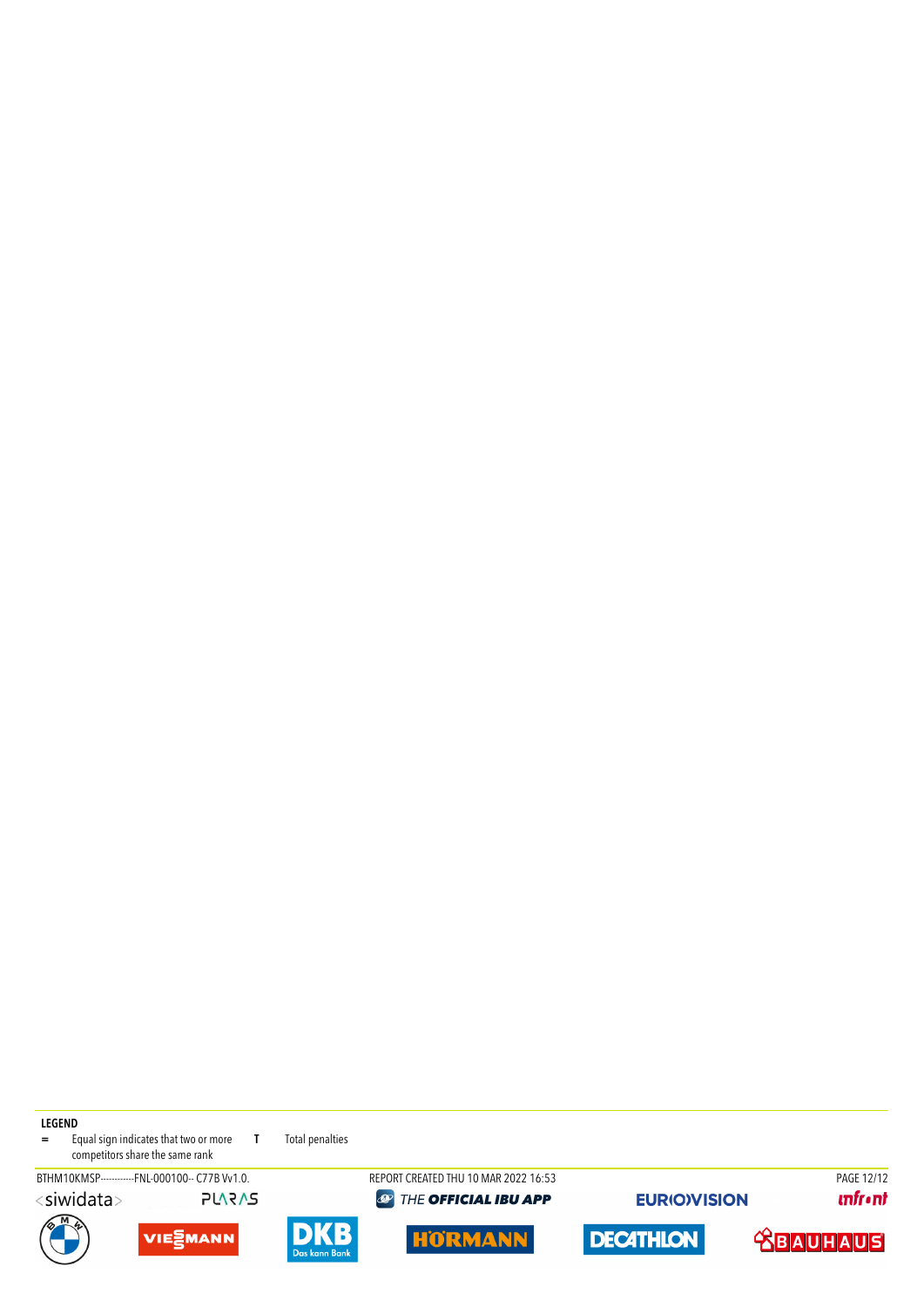**LEGEND**

| | | | |
|---|---|---|---|
| = | Equal sign indicates that two or more competitors share the same rank | T | Total penalties |

BTHM10KMSP------------FNL-000100-- C77B Vv1.0.

REPORT CREATED THU 10 MAR 2022 16:53